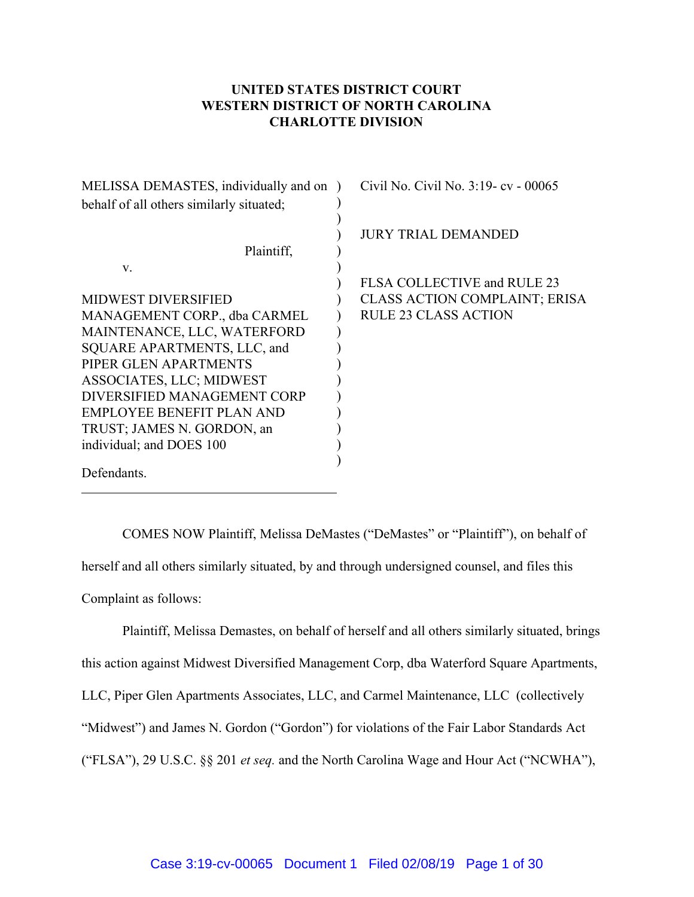**UNITED STATES DISTRICT COURT**
**WESTERN DISTRICT OF NORTH CAROLINA**
**CHARLOTTE DIVISION**

| | |
|---|---|
| MELISSA DEMASTES, individually and on behalf of all others similarly situated;<br><br>Plaintiff,<br><br>v.<br><br>MIDWEST DIVERSIFIED MANAGEMENT CORP., dba CARMEL MAINTENANCE, LLC, WATERFORD SQUARE APARTMENTS, LLC, and PIPER GLEN APARTMENTS ASSOCIATES, LLC; MIDWEST DIVERSIFIED MANAGEMENT CORP EMPLOYEE BENEFIT PLAN AND TRUST; JAMES N. GORDON, an individual; and DOES 100<br><br>Defendants. | Civil No. Civil No. 3:19- cv - 00065<br><br>JURY TRIAL DEMANDED<br><br>FLSA COLLECTIVE and RULE 23 CLASS ACTION COMPLAINT; ERISA RULE 23 CLASS ACTION |

COMES NOW Plaintiff, Melissa DeMastes ("DeMastes" or "Plaintiff"), on behalf of herself and all others similarly situated, by and through undersigned counsel, and files this Complaint as follows:

Plaintiff, Melissa Demastes, on behalf of herself and all others similarly situated, brings this action against Midwest Diversified Management Corp, dba Waterford Square Apartments, LLC, Piper Glen Apartments Associates, LLC, and Carmel Maintenance, LLC (collectively "Midwest") and James N. Gordon ("Gordon") for violations of the Fair Labor Standards Act ("FLSA"), 29 U.S.C. §§ 201 *et seq.* and the North Carolina Wage and Hour Act ("NCWHA"),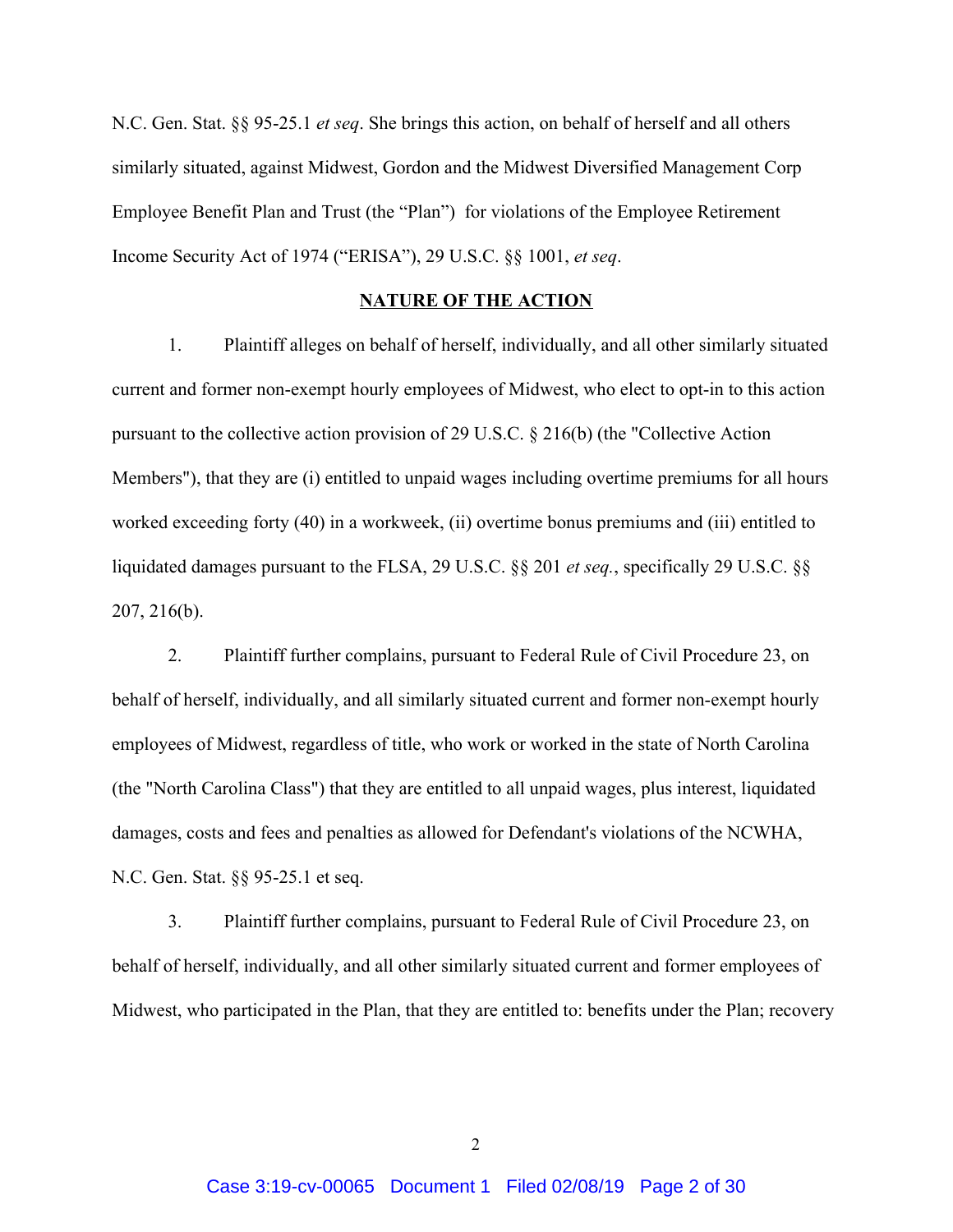N.C. Gen. Stat. §§ 95-25.1 *et seq*. She brings this action, on behalf of herself and all others similarly situated, against Midwest, Gordon and the Midwest Diversified Management Corp Employee Benefit Plan and Trust (the "Plan") for violations of the Employee Retirement Income Security Act of 1974 ("ERISA"), 29 U.S.C. §§ 1001, *et seq*.

## NATURE OF THE ACTION

1. Plaintiff alleges on behalf of herself, individually, and all other similarly situated current and former non-exempt hourly employees of Midwest, who elect to opt-in to this action pursuant to the collective action provision of 29 U.S.C. § 216(b) (the "Collective Action Members"), that they are (i) entitled to unpaid wages including overtime premiums for all hours worked exceeding forty (40) in a workweek, (ii) overtime bonus premiums and (iii) entitled to liquidated damages pursuant to the FLSA, 29 U.S.C. §§ 201 *et seq.*, specifically 29 U.S.C. §§ 207, 216(b).

2. Plaintiff further complains, pursuant to Federal Rule of Civil Procedure 23, on behalf of herself, individually, and all similarly situated current and former non-exempt hourly employees of Midwest, regardless of title, who work or worked in the state of North Carolina (the "North Carolina Class") that they are entitled to all unpaid wages, plus interest, liquidated damages, costs and fees and penalties as allowed for Defendant's violations of the NCWHA, N.C. Gen. Stat. §§ 95-25.1 et seq.

3. Plaintiff further complains, pursuant to Federal Rule of Civil Procedure 23, on behalf of herself, individually, and all other similarly situated current and former employees of Midwest, who participated in the Plan, that they are entitled to: benefits under the Plan; recovery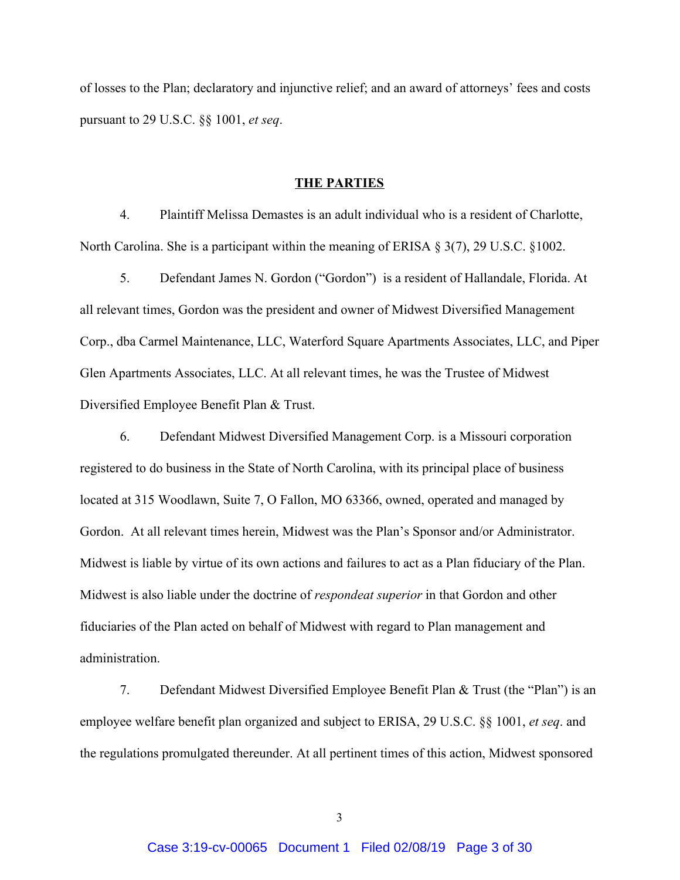of losses to the Plan; declaratory and injunctive relief; and an award of attorneys' fees and costs pursuant to 29 U.S.C. §§ 1001, *et seq*.

## THE PARTIES

4. Plaintiff Melissa Demastes is an adult individual who is a resident of Charlotte, North Carolina. She is a participant within the meaning of ERISA § 3(7), 29 U.S.C. §1002.

5. Defendant James N. Gordon ("Gordon") is a resident of Hallandale, Florida. At all relevant times, Gordon was the president and owner of Midwest Diversified Management Corp., dba Carmel Maintenance, LLC, Waterford Square Apartments Associates, LLC, and Piper Glen Apartments Associates, LLC. At all relevant times, he was the Trustee of Midwest Diversified Employee Benefit Plan & Trust.

6. Defendant Midwest Diversified Management Corp. is a Missouri corporation registered to do business in the State of North Carolina, with its principal place of business located at 315 Woodlawn, Suite 7, O Fallon, MO 63366, owned, operated and managed by Gordon. At all relevant times herein, Midwest was the Plan's Sponsor and/or Administrator. Midwest is liable by virtue of its own actions and failures to act as a Plan fiduciary of the Plan. Midwest is also liable under the doctrine of *respondeat superior* in that Gordon and other fiduciaries of the Plan acted on behalf of Midwest with regard to Plan management and administration.

7. Defendant Midwest Diversified Employee Benefit Plan & Trust (the "Plan") is an employee welfare benefit plan organized and subject to ERISA, 29 U.S.C. §§ 1001, *et seq*. and the regulations promulgated thereunder. At all pertinent times of this action, Midwest sponsored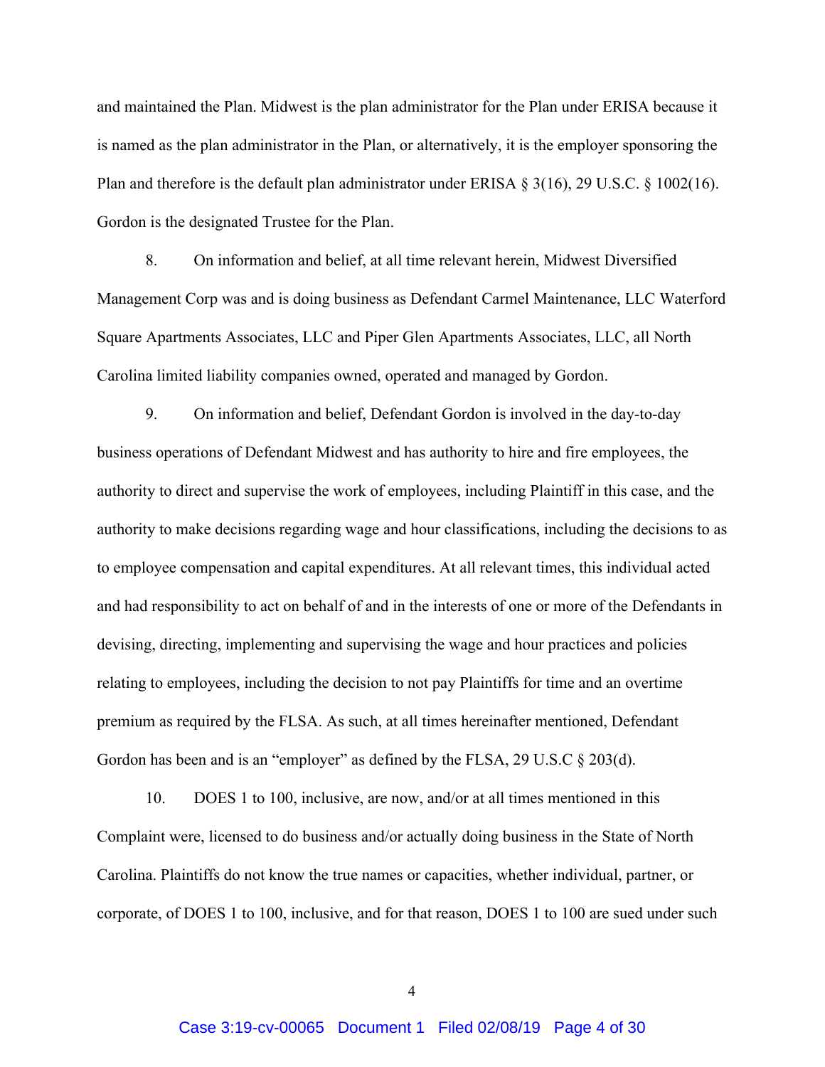and maintained the Plan. Midwest is the plan administrator for the Plan under ERISA because it is named as the plan administrator in the Plan, or alternatively, it is the employer sponsoring the Plan and therefore is the default plan administrator under ERISA § 3(16), 29 U.S.C. § 1002(16). Gordon is the designated Trustee for the Plan.

8. On information and belief, at all time relevant herein, Midwest Diversified Management Corp was and is doing business as Defendant Carmel Maintenance, LLC Waterford Square Apartments Associates, LLC and Piper Glen Apartments Associates, LLC, all North Carolina limited liability companies owned, operated and managed by Gordon.

9. On information and belief, Defendant Gordon is involved in the day-to-day business operations of Defendant Midwest and has authority to hire and fire employees, the authority to direct and supervise the work of employees, including Plaintiff in this case, and the authority to make decisions regarding wage and hour classifications, including the decisions to as to employee compensation and capital expenditures. At all relevant times, this individual acted and had responsibility to act on behalf of and in the interests of one or more of the Defendants in devising, directing, implementing and supervising the wage and hour practices and policies relating to employees, including the decision to not pay Plaintiffs for time and an overtime premium as required by the FLSA. As such, at all times hereinafter mentioned, Defendant Gordon has been and is an "employer" as defined by the FLSA, 29 U.S.C § 203(d).

10. DOES 1 to 100, inclusive, are now, and/or at all times mentioned in this Complaint were, licensed to do business and/or actually doing business in the State of North Carolina. Plaintiffs do not know the true names or capacities, whether individual, partner, or corporate, of DOES 1 to 100, inclusive, and for that reason, DOES 1 to 100 are sued under such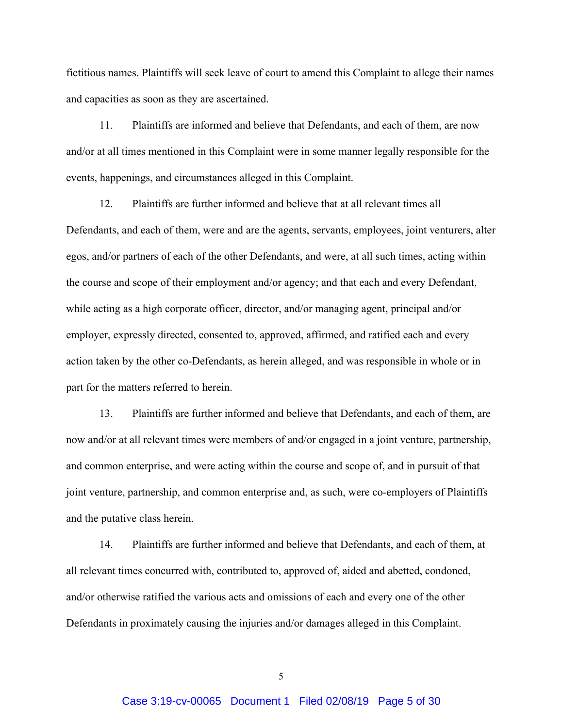fictitious names. Plaintiffs will seek leave of court to amend this Complaint to allege their names and capacities as soon as they are ascertained.

11. Plaintiffs are informed and believe that Defendants, and each of them, are now and/or at all times mentioned in this Complaint were in some manner legally responsible for the events, happenings, and circumstances alleged in this Complaint.

12. Plaintiffs are further informed and believe that at all relevant times all Defendants, and each of them, were and are the agents, servants, employees, joint venturers, alter egos, and/or partners of each of the other Defendants, and were, at all such times, acting within the course and scope of their employment and/or agency; and that each and every Defendant, while acting as a high corporate officer, director, and/or managing agent, principal and/or employer, expressly directed, consented to, approved, affirmed, and ratified each and every action taken by the other co-Defendants, as herein alleged, and was responsible in whole or in part for the matters referred to herein.

13. Plaintiffs are further informed and believe that Defendants, and each of them, are now and/or at all relevant times were members of and/or engaged in a joint venture, partnership, and common enterprise, and were acting within the course and scope of, and in pursuit of that joint venture, partnership, and common enterprise and, as such, were co-employers of Plaintiffs and the putative class herein.

14. Plaintiffs are further informed and believe that Defendants, and each of them, at all relevant times concurred with, contributed to, approved of, aided and abetted, condoned, and/or otherwise ratified the various acts and omissions of each and every one of the other Defendants in proximately causing the injuries and/or damages alleged in this Complaint.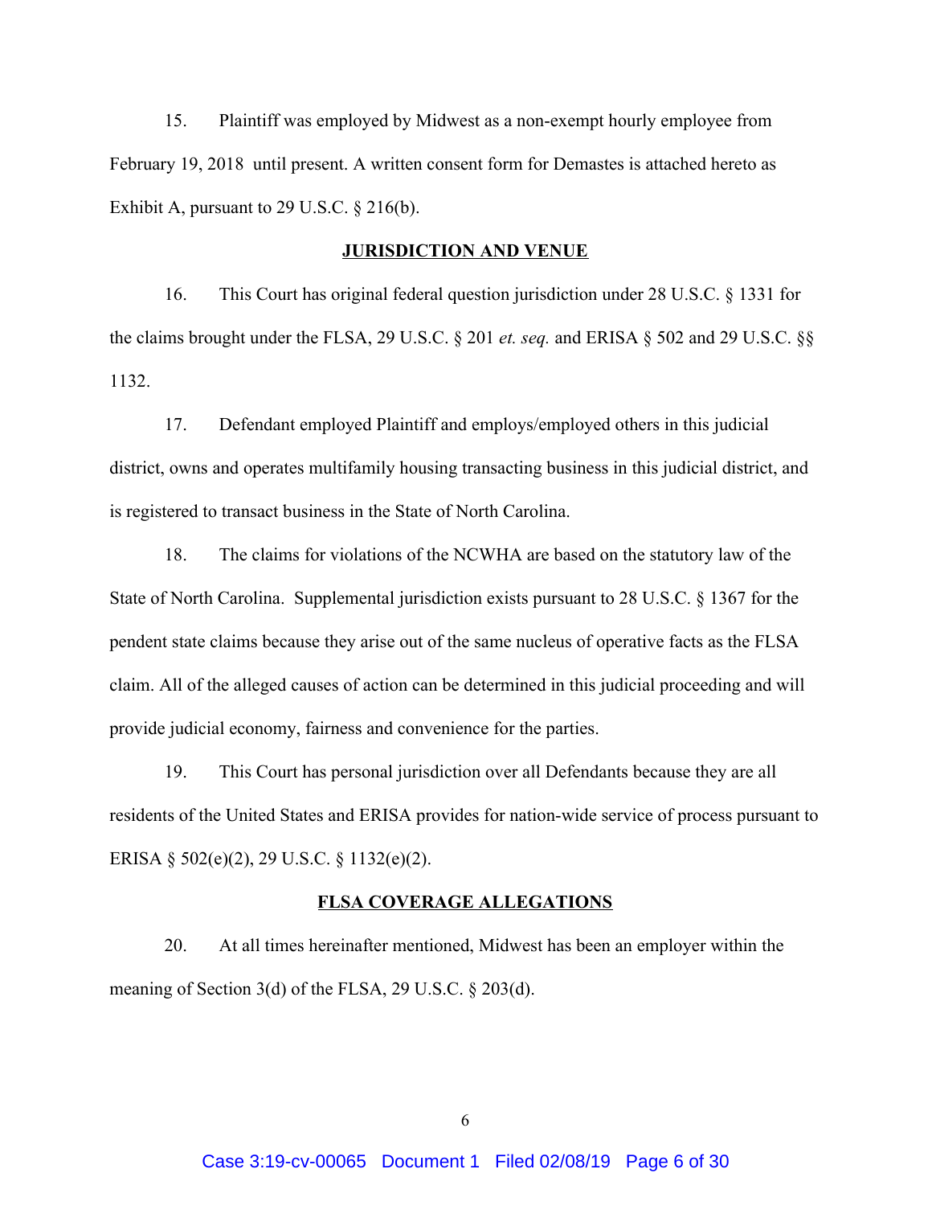15. Plaintiff was employed by Midwest as a non-exempt hourly employee from February 19, 2018 until present. A written consent form for Demastes is attached hereto as Exhibit A, pursuant to 29 U.S.C. § 216(b).

## JURISDICTION AND VENUE

16. This Court has original federal question jurisdiction under 28 U.S.C. § 1331 for the claims brought under the FLSA, 29 U.S.C. § 201 *et. seq.* and ERISA § 502 and 29 U.S.C. §§ 1132.

17. Defendant employed Plaintiff and employs/employed others in this judicial district, owns and operates multifamily housing transacting business in this judicial district, and is registered to transact business in the State of North Carolina.

18. The claims for violations of the NCWHA are based on the statutory law of the State of North Carolina. Supplemental jurisdiction exists pursuant to 28 U.S.C. § 1367 for the pendent state claims because they arise out of the same nucleus of operative facts as the FLSA claim. All of the alleged causes of action can be determined in this judicial proceeding and will provide judicial economy, fairness and convenience for the parties.

19. This Court has personal jurisdiction over all Defendants because they are all residents of the United States and ERISA provides for nation-wide service of process pursuant to ERISA § 502(e)(2), 29 U.S.C. § 1132(e)(2).

## FLSA COVERAGE ALLEGATIONS

20. At all times hereinafter mentioned, Midwest has been an employer within the meaning of Section 3(d) of the FLSA, 29 U.S.C. § 203(d).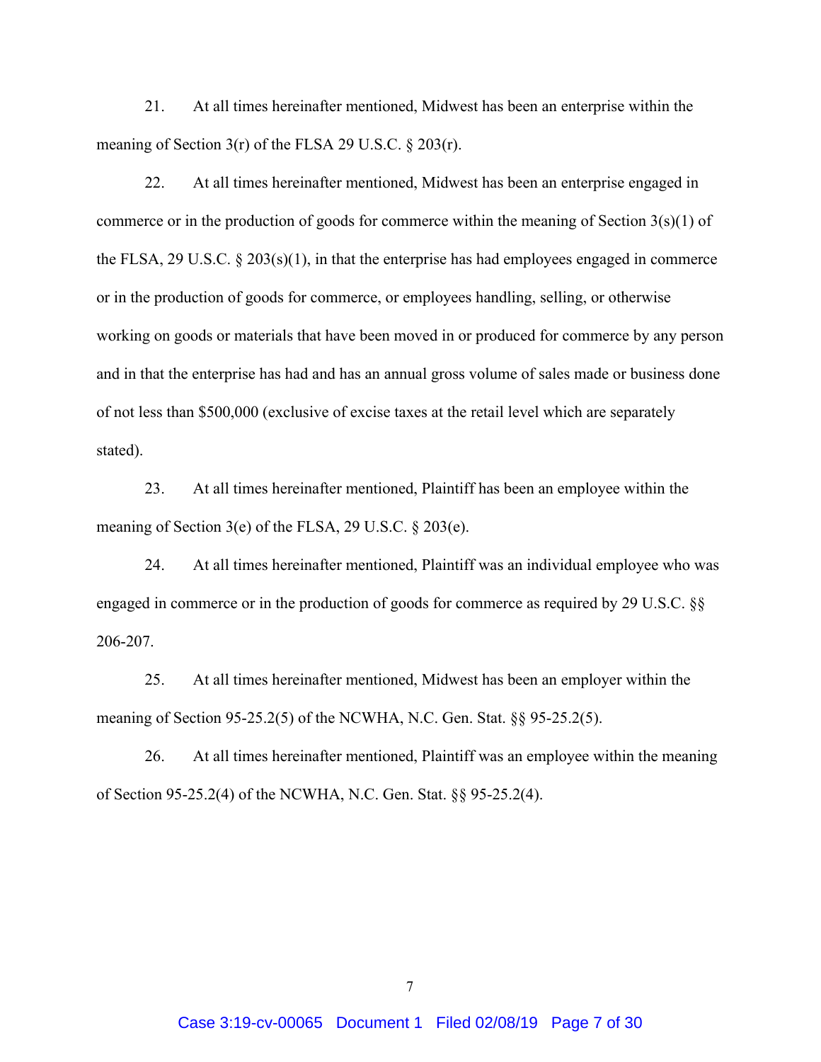21. At all times hereinafter mentioned, Midwest has been an enterprise within the meaning of Section 3(r) of the FLSA 29 U.S.C. § 203(r).

22. At all times hereinafter mentioned, Midwest has been an enterprise engaged in commerce or in the production of goods for commerce within the meaning of Section 3(s)(1) of the FLSA, 29 U.S.C. § 203(s)(1), in that the enterprise has had employees engaged in commerce or in the production of goods for commerce, or employees handling, selling, or otherwise working on goods or materials that have been moved in or produced for commerce by any person and in that the enterprise has had and has an annual gross volume of sales made or business done of not less than $500,000 (exclusive of excise taxes at the retail level which are separately stated).

23. At all times hereinafter mentioned, Plaintiff has been an employee within the meaning of Section 3(e) of the FLSA, 29 U.S.C. § 203(e).

24. At all times hereinafter mentioned, Plaintiff was an individual employee who was engaged in commerce or in the production of goods for commerce as required by 29 U.S.C. §§ 206-207.

25. At all times hereinafter mentioned, Midwest has been an employer within the meaning of Section 95-25.2(5) of the NCWHA, N.C. Gen. Stat. §§ 95-25.2(5).

26. At all times hereinafter mentioned, Plaintiff was an employee within the meaning of Section 95-25.2(4) of the NCWHA, N.C. Gen. Stat. §§ 95-25.2(4).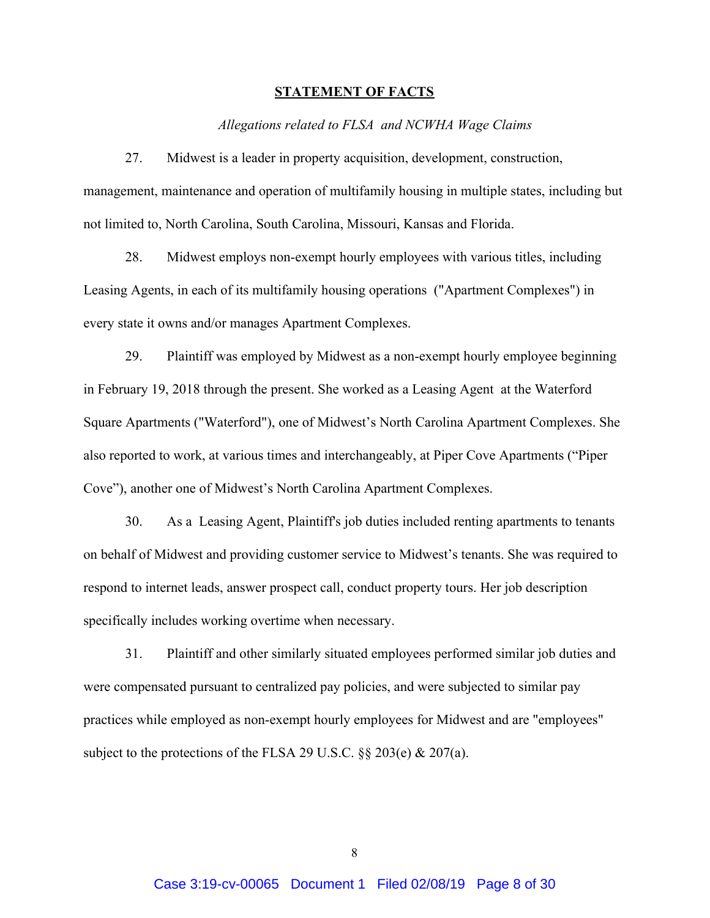## STATEMENT OF FACTS

*Allegations related to FLSA and NCWHA Wage Claims*

27. Midwest is a leader in property acquisition, development, construction, management, maintenance and operation of multifamily housing in multiple states, including but not limited to, North Carolina, South Carolina, Missouri, Kansas and Florida.

28. Midwest employs non-exempt hourly employees with various titles, including Leasing Agents, in each of its multifamily housing operations ("Apartment Complexes") in every state it owns and/or manages Apartment Complexes.

29. Plaintiff was employed by Midwest as a non-exempt hourly employee beginning in February 19, 2018 through the present. She worked as a Leasing Agent at the Waterford Square Apartments ("Waterford"), one of Midwest's North Carolina Apartment Complexes. She also reported to work, at various times and interchangeably, at Piper Cove Apartments ("Piper Cove"), another one of Midwest's North Carolina Apartment Complexes.

30. As a Leasing Agent, Plaintiff's job duties included renting apartments to tenants on behalf of Midwest and providing customer service to Midwest's tenants. She was required to respond to internet leads, answer prospect call, conduct property tours. Her job description specifically includes working overtime when necessary.

31. Plaintiff and other similarly situated employees performed similar job duties and were compensated pursuant to centralized pay policies, and were subjected to similar pay practices while employed as non-exempt hourly employees for Midwest and are "employees" subject to the protections of the FLSA 29 U.S.C. §§ 203(e) & 207(a).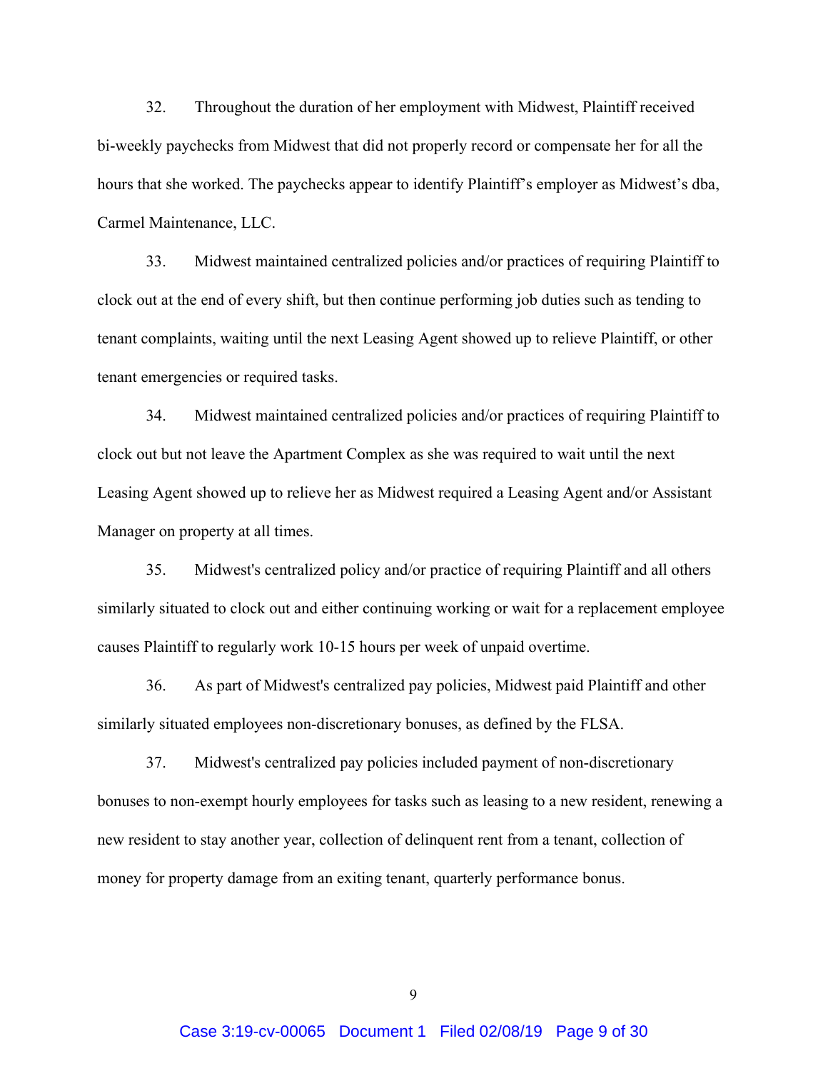32. Throughout the duration of her employment with Midwest, Plaintiff received bi-weekly paychecks from Midwest that did not properly record or compensate her for all the hours that she worked. The paychecks appear to identify Plaintiff's employer as Midwest's dba, Carmel Maintenance, LLC.

33. Midwest maintained centralized policies and/or practices of requiring Plaintiff to clock out at the end of every shift, but then continue performing job duties such as tending to tenant complaints, waiting until the next Leasing Agent showed up to relieve Plaintiff, or other tenant emergencies or required tasks.

34. Midwest maintained centralized policies and/or practices of requiring Plaintiff to clock out but not leave the Apartment Complex as she was required to wait until the next Leasing Agent showed up to relieve her as Midwest required a Leasing Agent and/or Assistant Manager on property at all times.

35. Midwest's centralized policy and/or practice of requiring Plaintiff and all others similarly situated to clock out and either continuing working or wait for a replacement employee causes Plaintiff to regularly work 10-15 hours per week of unpaid overtime.

36. As part of Midwest's centralized pay policies, Midwest paid Plaintiff and other similarly situated employees non-discretionary bonuses, as defined by the FLSA.

37. Midwest's centralized pay policies included payment of non-discretionary bonuses to non-exempt hourly employees for tasks such as leasing to a new resident, renewing a new resident to stay another year, collection of delinquent rent from a tenant, collection of money for property damage from an exiting tenant, quarterly performance bonus.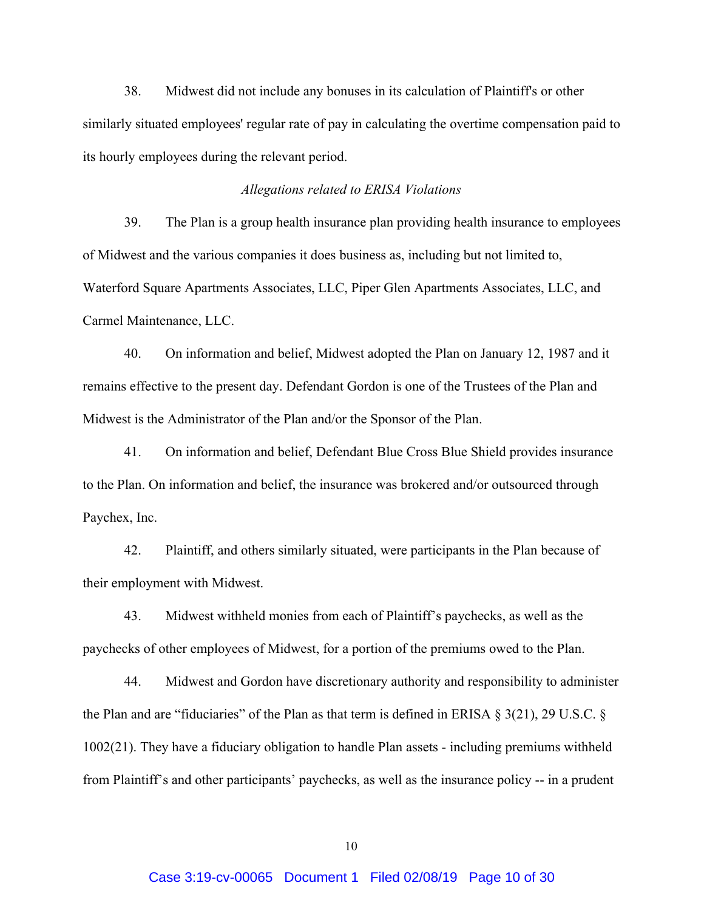38. Midwest did not include any bonuses in its calculation of Plaintiff's or other similarly situated employees' regular rate of pay in calculating the overtime compensation paid to its hourly employees during the relevant period.

*Allegations related to ERISA Violations*

39. The Plan is a group health insurance plan providing health insurance to employees of Midwest and the various companies it does business as, including but not limited to, Waterford Square Apartments Associates, LLC, Piper Glen Apartments Associates, LLC, and Carmel Maintenance, LLC.

40. On information and belief, Midwest adopted the Plan on January 12, 1987 and it remains effective to the present day. Defendant Gordon is one of the Trustees of the Plan and Midwest is the Administrator of the Plan and/or the Sponsor of the Plan.

41. On information and belief, Defendant Blue Cross Blue Shield provides insurance to the Plan. On information and belief, the insurance was brokered and/or outsourced through Paychex, Inc.

42. Plaintiff, and others similarly situated, were participants in the Plan because of their employment with Midwest.

43. Midwest withheld monies from each of Plaintiff's paychecks, as well as the paychecks of other employees of Midwest, for a portion of the premiums owed to the Plan.

44. Midwest and Gordon have discretionary authority and responsibility to administer the Plan and are "fiduciaries" of the Plan as that term is defined in ERISA § 3(21), 29 U.S.C. § 1002(21). They have a fiduciary obligation to handle Plan assets - including premiums withheld from Plaintiff's and other participants' paychecks, as well as the insurance policy -- in a prudent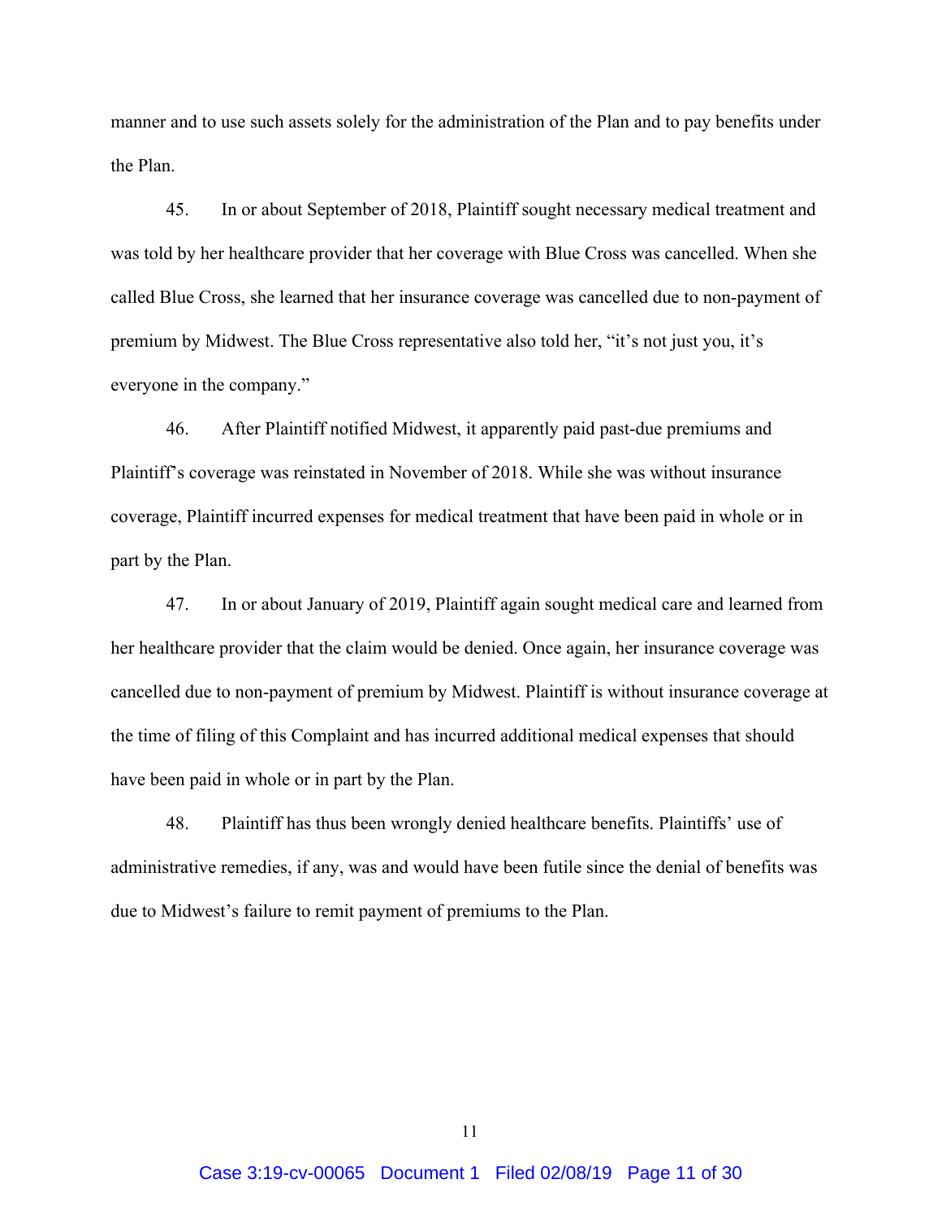manner and to use such assets solely for the administration of the Plan and to pay benefits under the Plan.

45. In or about September of 2018, Plaintiff sought necessary medical treatment and was told by her healthcare provider that her coverage with Blue Cross was cancelled. When she called Blue Cross, she learned that her insurance coverage was cancelled due to non-payment of premium by Midwest. The Blue Cross representative also told her, "it's not just you, it's everyone in the company."

46. After Plaintiff notified Midwest, it apparently paid past-due premiums and Plaintiff's coverage was reinstated in November of 2018. While she was without insurance coverage, Plaintiff incurred expenses for medical treatment that have been paid in whole or in part by the Plan.

47. In or about January of 2019, Plaintiff again sought medical care and learned from her healthcare provider that the claim would be denied. Once again, her insurance coverage was cancelled due to non-payment of premium by Midwest. Plaintiff is without insurance coverage at the time of filing of this Complaint and has incurred additional medical expenses that should have been paid in whole or in part by the Plan.

48. Plaintiff has thus been wrongly denied healthcare benefits. Plaintiffs' use of administrative remedies, if any, was and would have been futile since the denial of benefits was due to Midwest's failure to remit payment of premiums to the Plan.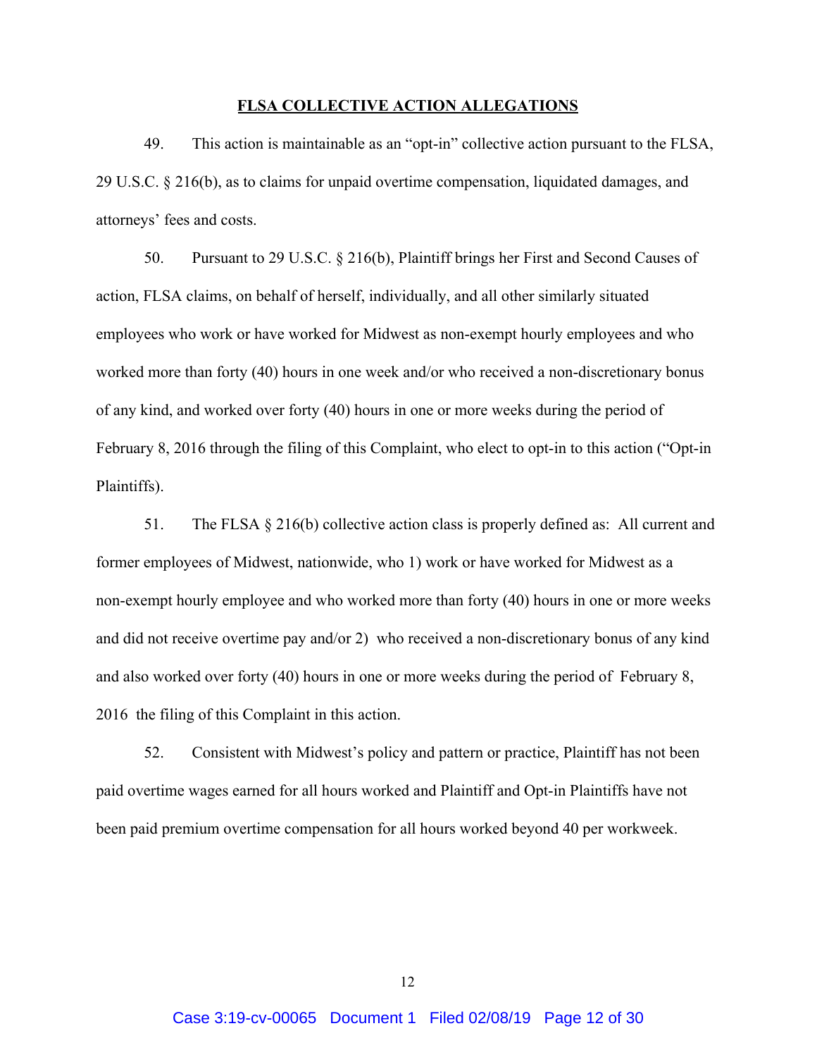## FLSA COLLECTIVE ACTION ALLEGATIONS

49. This action is maintainable as an "opt-in" collective action pursuant to the FLSA, 29 U.S.C. § 216(b), as to claims for unpaid overtime compensation, liquidated damages, and attorneys' fees and costs.

50. Pursuant to 29 U.S.C. § 216(b), Plaintiff brings her First and Second Causes of action, FLSA claims, on behalf of herself, individually, and all other similarly situated employees who work or have worked for Midwest as non-exempt hourly employees and who worked more than forty (40) hours in one week and/or who received a non-discretionary bonus of any kind, and worked over forty (40) hours in one or more weeks during the period of February 8, 2016 through the filing of this Complaint, who elect to opt-in to this action ("Opt-in Plaintiffs).

51. The FLSA § 216(b) collective action class is properly defined as: All current and former employees of Midwest, nationwide, who 1) work or have worked for Midwest as a non-exempt hourly employee and who worked more than forty (40) hours in one or more weeks and did not receive overtime pay and/or 2) who received a non-discretionary bonus of any kind and also worked over forty (40) hours in one or more weeks during the period of February 8, 2016 the filing of this Complaint in this action.

52. Consistent with Midwest's policy and pattern or practice, Plaintiff has not been paid overtime wages earned for all hours worked and Plaintiff and Opt-in Plaintiffs have not been paid premium overtime compensation for all hours worked beyond 40 per workweek.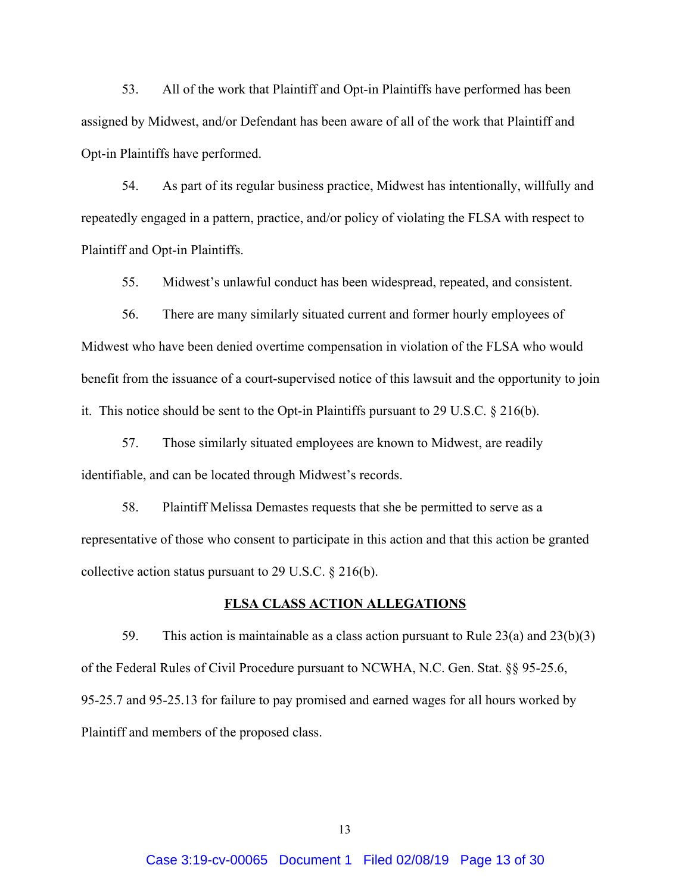53. All of the work that Plaintiff and Opt-in Plaintiffs have performed has been assigned by Midwest, and/or Defendant has been aware of all of the work that Plaintiff and Opt-in Plaintiffs have performed.

54. As part of its regular business practice, Midwest has intentionally, willfully and repeatedly engaged in a pattern, practice, and/or policy of violating the FLSA with respect to Plaintiff and Opt-in Plaintiffs.

55. Midwest's unlawful conduct has been widespread, repeated, and consistent.

56. There are many similarly situated current and former hourly employees of Midwest who have been denied overtime compensation in violation of the FLSA who would benefit from the issuance of a court-supervised notice of this lawsuit and the opportunity to join it. This notice should be sent to the Opt-in Plaintiffs pursuant to 29 U.S.C. § 216(b).

57. Those similarly situated employees are known to Midwest, are readily identifiable, and can be located through Midwest's records.

58. Plaintiff Melissa Demastes requests that she be permitted to serve as a representative of those who consent to participate in this action and that this action be granted collective action status pursuant to 29 U.S.C. § 216(b).

## FLSA CLASS ACTION ALLEGATIONS

59. This action is maintainable as a class action pursuant to Rule 23(a) and 23(b)(3) of the Federal Rules of Civil Procedure pursuant to NCWHA, N.C. Gen. Stat. §§ 95-25.6, 95-25.7 and 95-25.13 for failure to pay promised and earned wages for all hours worked by Plaintiff and members of the proposed class.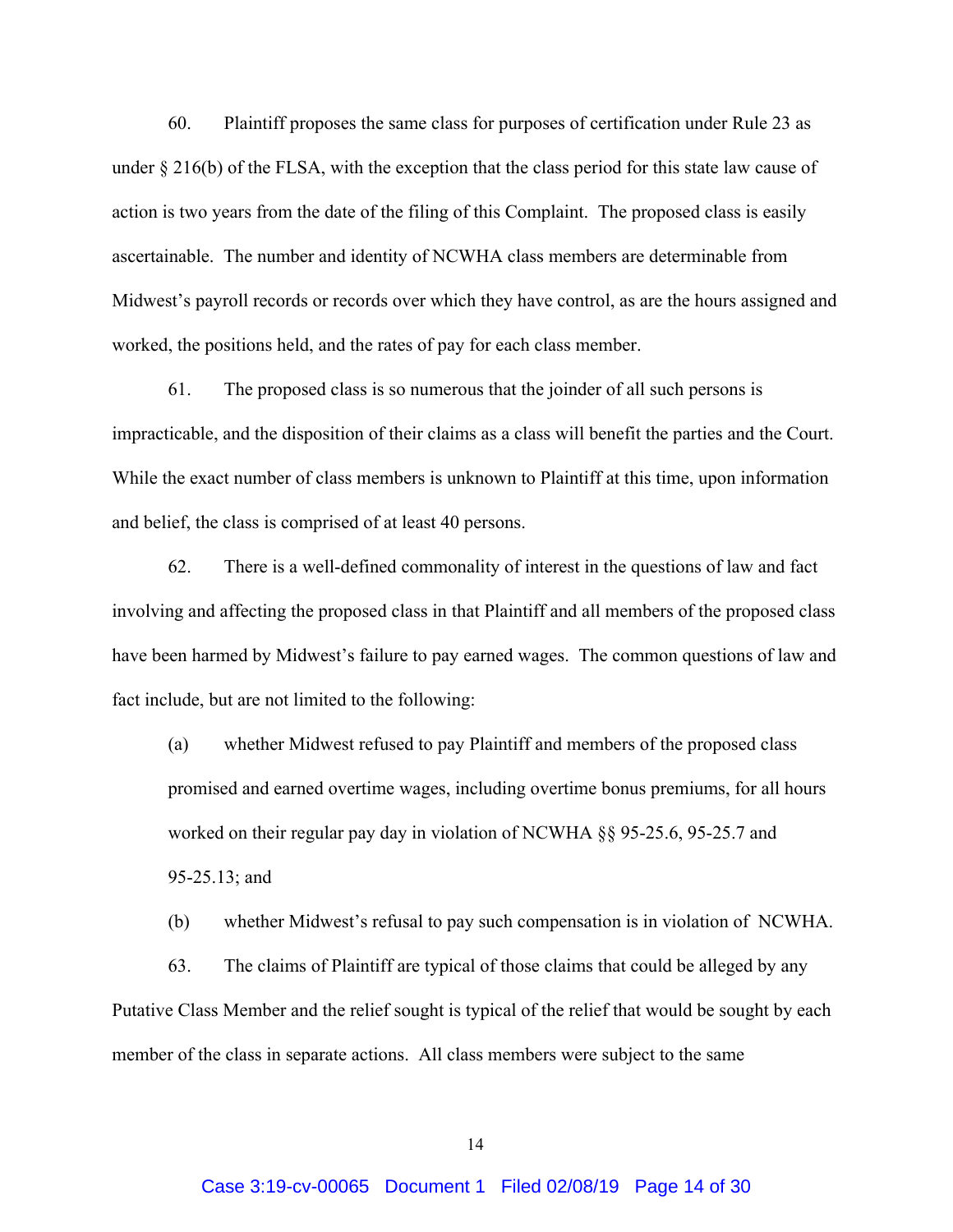60. Plaintiff proposes the same class for purposes of certification under Rule 23 as under § 216(b) of the FLSA, with the exception that the class period for this state law cause of action is two years from the date of the filing of this Complaint. The proposed class is easily ascertainable. The number and identity of NCWHA class members are determinable from Midwest's payroll records or records over which they have control, as are the hours assigned and worked, the positions held, and the rates of pay for each class member.

61. The proposed class is so numerous that the joinder of all such persons is impracticable, and the disposition of their claims as a class will benefit the parties and the Court. While the exact number of class members is unknown to Plaintiff at this time, upon information and belief, the class is comprised of at least 40 persons.

62. There is a well-defined commonality of interest in the questions of law and fact involving and affecting the proposed class in that Plaintiff and all members of the proposed class have been harmed by Midwest's failure to pay earned wages. The common questions of law and fact include, but are not limited to the following:

(a) whether Midwest refused to pay Plaintiff and members of the proposed class promised and earned overtime wages, including overtime bonus premiums, for all hours worked on their regular pay day in violation of NCWHA §§ 95-25.6, 95-25.7 and 95-25.13; and

(b) whether Midwest's refusal to pay such compensation is in violation of NCWHA.

63. The claims of Plaintiff are typical of those claims that could be alleged by any Putative Class Member and the relief sought is typical of the relief that would be sought by each member of the class in separate actions. All class members were subject to the same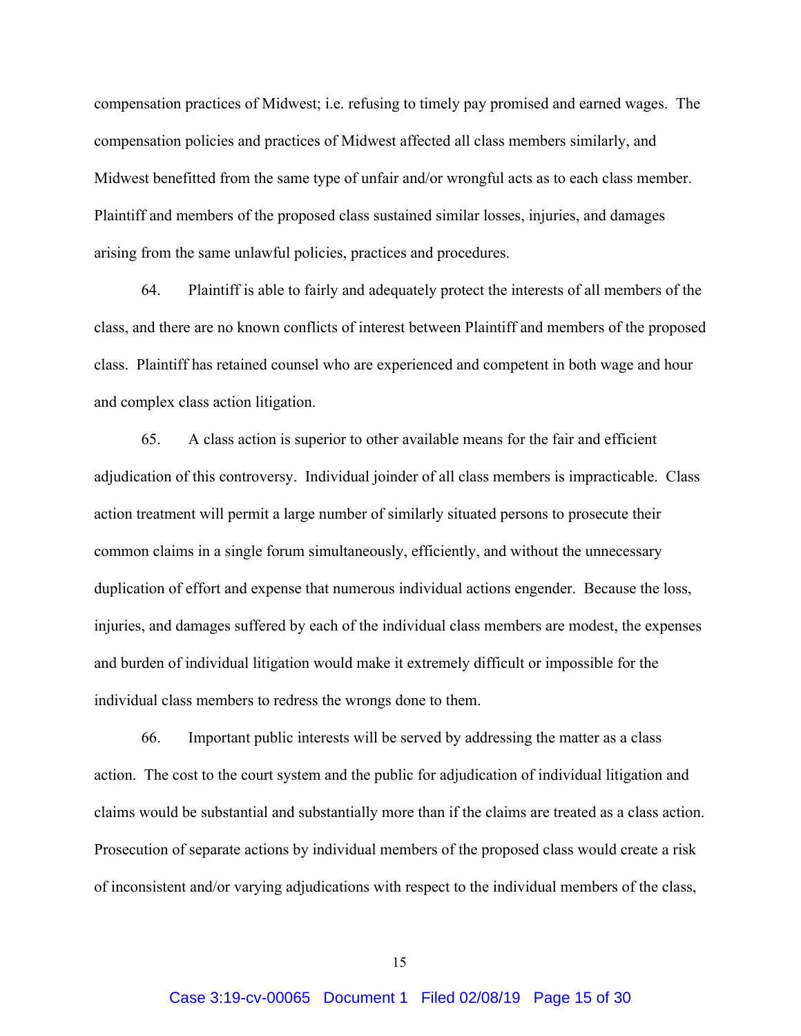compensation practices of Midwest; i.e. refusing to timely pay promised and earned wages. The compensation policies and practices of Midwest affected all class members similarly, and Midwest benefitted from the same type of unfair and/or wrongful acts as to each class member. Plaintiff and members of the proposed class sustained similar losses, injuries, and damages arising from the same unlawful policies, practices and procedures.

64. Plaintiff is able to fairly and adequately protect the interests of all members of the class, and there are no known conflicts of interest between Plaintiff and members of the proposed class. Plaintiff has retained counsel who are experienced and competent in both wage and hour and complex class action litigation.

65. A class action is superior to other available means for the fair and efficient adjudication of this controversy. Individual joinder of all class members is impracticable. Class action treatment will permit a large number of similarly situated persons to prosecute their common claims in a single forum simultaneously, efficiently, and without the unnecessary duplication of effort and expense that numerous individual actions engender. Because the loss, injuries, and damages suffered by each of the individual class members are modest, the expenses and burden of individual litigation would make it extremely difficult or impossible for the individual class members to redress the wrongs done to them.

66. Important public interests will be served by addressing the matter as a class action. The cost to the court system and the public for adjudication of individual litigation and claims would be substantial and substantially more than if the claims are treated as a class action. Prosecution of separate actions by individual members of the proposed class would create a risk of inconsistent and/or varying adjudications with respect to the individual members of the class,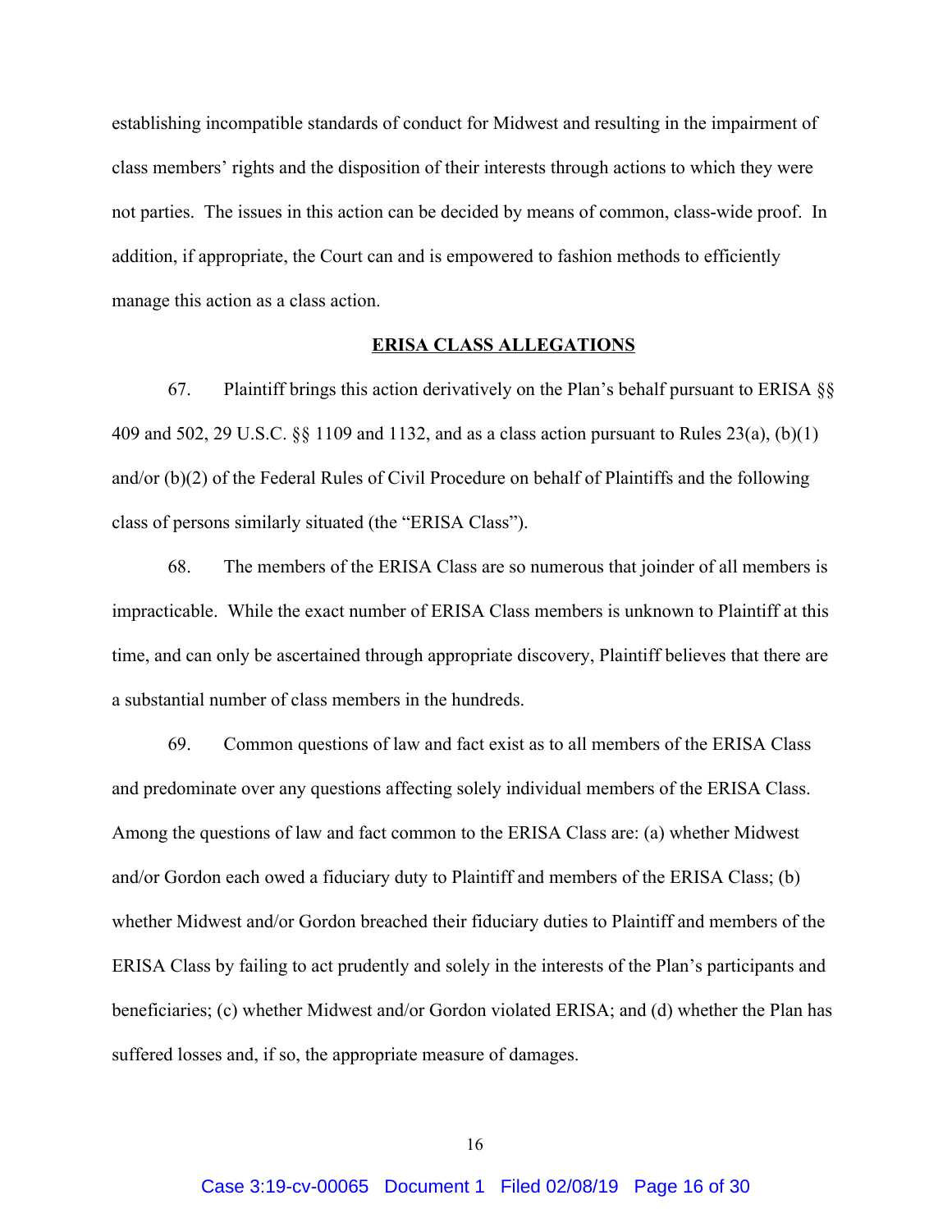establishing incompatible standards of conduct for Midwest and resulting in the impairment of class members' rights and the disposition of their interests through actions to which they were not parties. The issues in this action can be decided by means of common, class-wide proof. In addition, if appropriate, the Court can and is empowered to fashion methods to efficiently manage this action as a class action.

## ERISA CLASS ALLEGATIONS

67. Plaintiff brings this action derivatively on the Plan's behalf pursuant to ERISA §§ 409 and 502, 29 U.S.C. §§ 1109 and 1132, and as a class action pursuant to Rules 23(a), (b)(1) and/or (b)(2) of the Federal Rules of Civil Procedure on behalf of Plaintiffs and the following class of persons similarly situated (the "ERISA Class").

68. The members of the ERISA Class are so numerous that joinder of all members is impracticable. While the exact number of ERISA Class members is unknown to Plaintiff at this time, and can only be ascertained through appropriate discovery, Plaintiff believes that there are a substantial number of class members in the hundreds.

69. Common questions of law and fact exist as to all members of the ERISA Class and predominate over any questions affecting solely individual members of the ERISA Class. Among the questions of law and fact common to the ERISA Class are: (a) whether Midwest and/or Gordon each owed a fiduciary duty to Plaintiff and members of the ERISA Class; (b) whether Midwest and/or Gordon breached their fiduciary duties to Plaintiff and members of the ERISA Class by failing to act prudently and solely in the interests of the Plan's participants and beneficiaries; (c) whether Midwest and/or Gordon violated ERISA; and (d) whether the Plan has suffered losses and, if so, the appropriate measure of damages.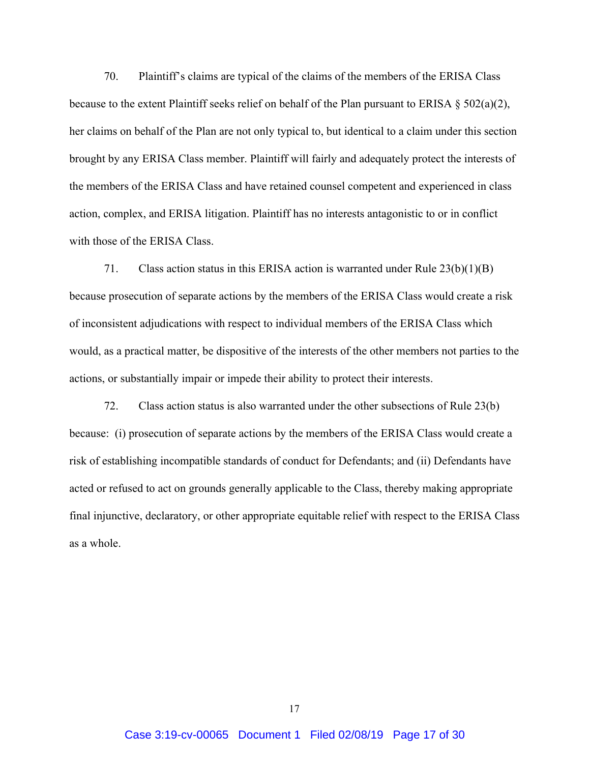70. Plaintiff's claims are typical of the claims of the members of the ERISA Class because to the extent Plaintiff seeks relief on behalf of the Plan pursuant to ERISA § 502(a)(2), her claims on behalf of the Plan are not only typical to, but identical to a claim under this section brought by any ERISA Class member. Plaintiff will fairly and adequately protect the interests of the members of the ERISA Class and have retained counsel competent and experienced in class action, complex, and ERISA litigation. Plaintiff has no interests antagonistic to or in conflict with those of the ERISA Class.

71. Class action status in this ERISA action is warranted under Rule 23(b)(1)(B) because prosecution of separate actions by the members of the ERISA Class would create a risk of inconsistent adjudications with respect to individual members of the ERISA Class which would, as a practical matter, be dispositive of the interests of the other members not parties to the actions, or substantially impair or impede their ability to protect their interests.

72. Class action status is also warranted under the other subsections of Rule 23(b) because: (i) prosecution of separate actions by the members of the ERISA Class would create a risk of establishing incompatible standards of conduct for Defendants; and (ii) Defendants have acted or refused to act on grounds generally applicable to the Class, thereby making appropriate final injunctive, declaratory, or other appropriate equitable relief with respect to the ERISA Class as a whole.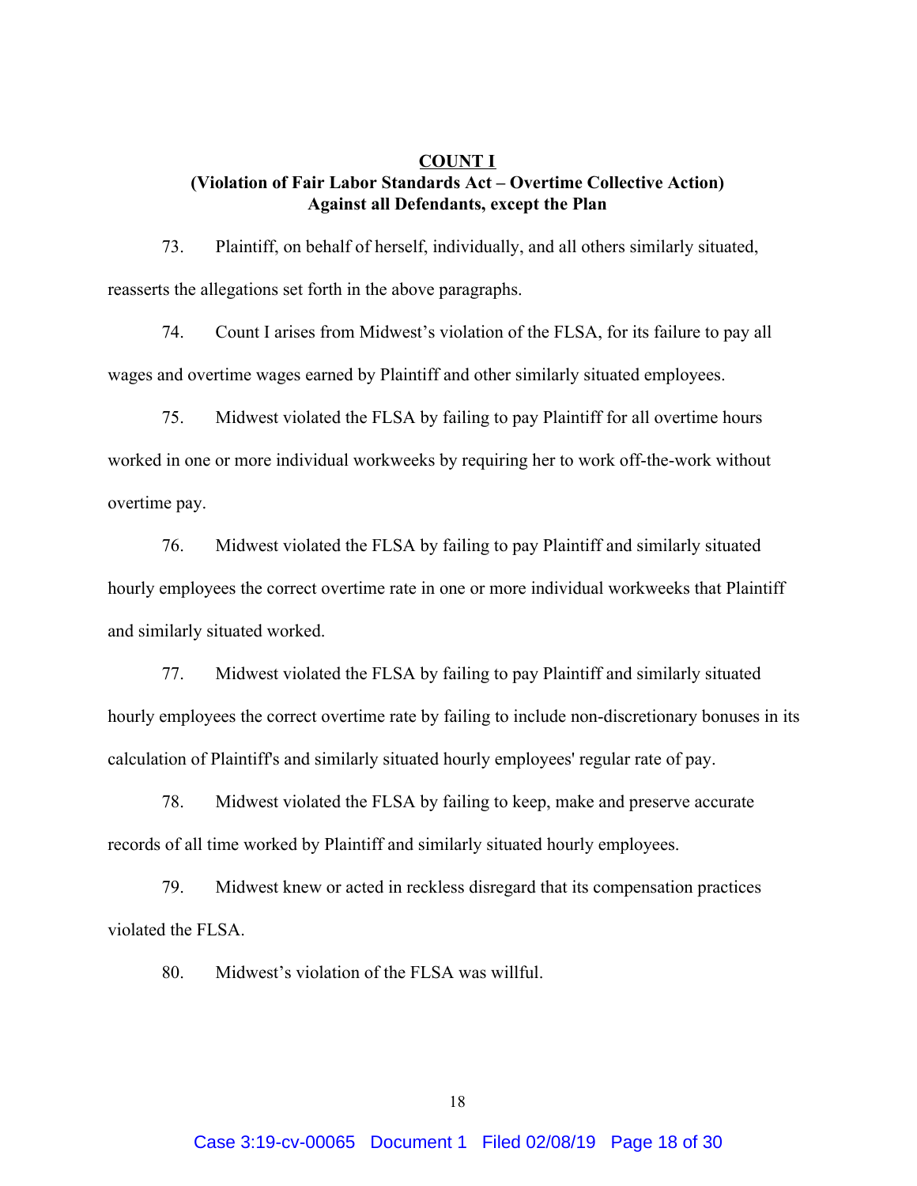## COUNT I

### (Violation of Fair Labor Standards Act – Overtime Collective Action) Against all Defendants, except the Plan

73. Plaintiff, on behalf of herself, individually, and all others similarly situated, reasserts the allegations set forth in the above paragraphs.

74. Count I arises from Midwest's violation of the FLSA, for its failure to pay all wages and overtime wages earned by Plaintiff and other similarly situated employees.

75. Midwest violated the FLSA by failing to pay Plaintiff for all overtime hours worked in one or more individual workweeks by requiring her to work off-the-work without overtime pay.

76. Midwest violated the FLSA by failing to pay Plaintiff and similarly situated hourly employees the correct overtime rate in one or more individual workweeks that Plaintiff and similarly situated worked.

77. Midwest violated the FLSA by failing to pay Plaintiff and similarly situated hourly employees the correct overtime rate by failing to include non-discretionary bonuses in its calculation of Plaintiff's and similarly situated hourly employees' regular rate of pay.

78. Midwest violated the FLSA by failing to keep, make and preserve accurate records of all time worked by Plaintiff and similarly situated hourly employees.

79. Midwest knew or acted in reckless disregard that its compensation practices violated the FLSA.

80. Midwest's violation of the FLSA was willful.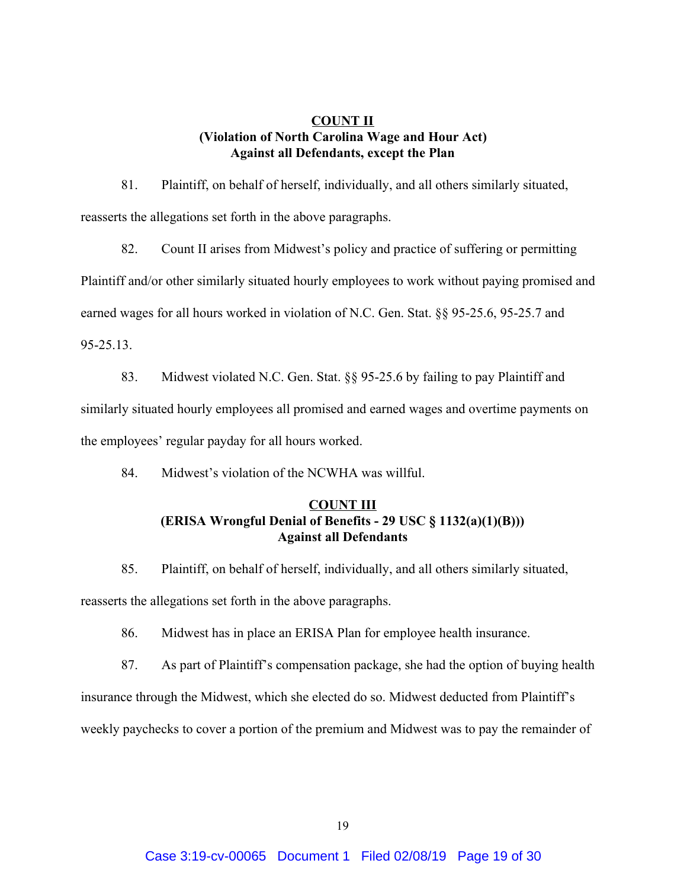**COUNT II**
**(Violation of North Carolina Wage and Hour Act)**
**Against all Defendants, except the Plan**

81. Plaintiff, on behalf of herself, individually, and all others similarly situated, reasserts the allegations set forth in the above paragraphs.

82. Count II arises from Midwest's policy and practice of suffering or permitting Plaintiff and/or other similarly situated hourly employees to work without paying promised and earned wages for all hours worked in violation of N.C. Gen. Stat. §§ 95-25.6, 95-25.7 and 95-25.13.

83. Midwest violated N.C. Gen. Stat. §§ 95-25.6 by failing to pay Plaintiff and similarly situated hourly employees all promised and earned wages and overtime payments on the employees' regular payday for all hours worked.

84. Midwest's violation of the NCWHA was willful.

**COUNT III**
**(ERISA Wrongful Denial of Benefits - 29 USC § 1132(a)(1)(B)))**
**Against all Defendants**

85. Plaintiff, on behalf of herself, individually, and all others similarly situated, reasserts the allegations set forth in the above paragraphs.

86. Midwest has in place an ERISA Plan for employee health insurance.

87. As part of Plaintiff's compensation package, she had the option of buying health insurance through the Midwest, which she elected do so. Midwest deducted from Plaintiff's weekly paychecks to cover a portion of the premium and Midwest was to pay the remainder of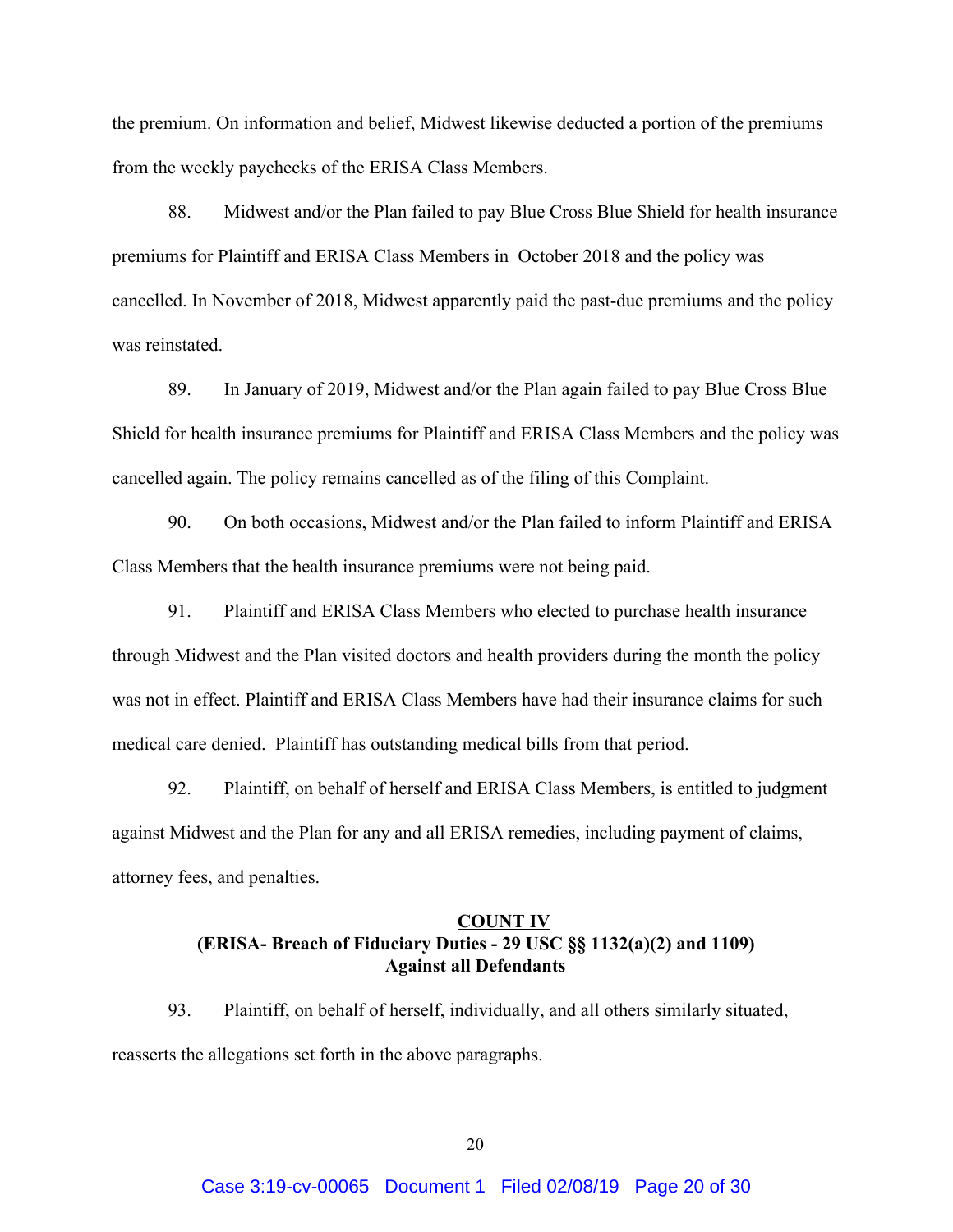the premium. On information and belief, Midwest likewise deducted a portion of the premiums from the weekly paychecks of the ERISA Class Members.

88. Midwest and/or the Plan failed to pay Blue Cross Blue Shield for health insurance premiums for Plaintiff and ERISA Class Members in October 2018 and the policy was cancelled. In November of 2018, Midwest apparently paid the past-due premiums and the policy was reinstated.

89. In January of 2019, Midwest and/or the Plan again failed to pay Blue Cross Blue Shield for health insurance premiums for Plaintiff and ERISA Class Members and the policy was cancelled again. The policy remains cancelled as of the filing of this Complaint.

90. On both occasions, Midwest and/or the Plan failed to inform Plaintiff and ERISA Class Members that the health insurance premiums were not being paid.

91. Plaintiff and ERISA Class Members who elected to purchase health insurance through Midwest and the Plan visited doctors and health providers during the month the policy was not in effect. Plaintiff and ERISA Class Members have had their insurance claims for such medical care denied. Plaintiff has outstanding medical bills from that period.

92. Plaintiff, on behalf of herself and ERISA Class Members, is entitled to judgment against Midwest and the Plan for any and all ERISA remedies, including payment of claims, attorney fees, and penalties.

**COUNT IV**
**(ERISA- Breach of Fiduciary Duties - 29 USC §§ 1132(a)(2) and 1109)**
**Against all Defendants**

93. Plaintiff, on behalf of herself, individually, and all others similarly situated, reasserts the allegations set forth in the above paragraphs.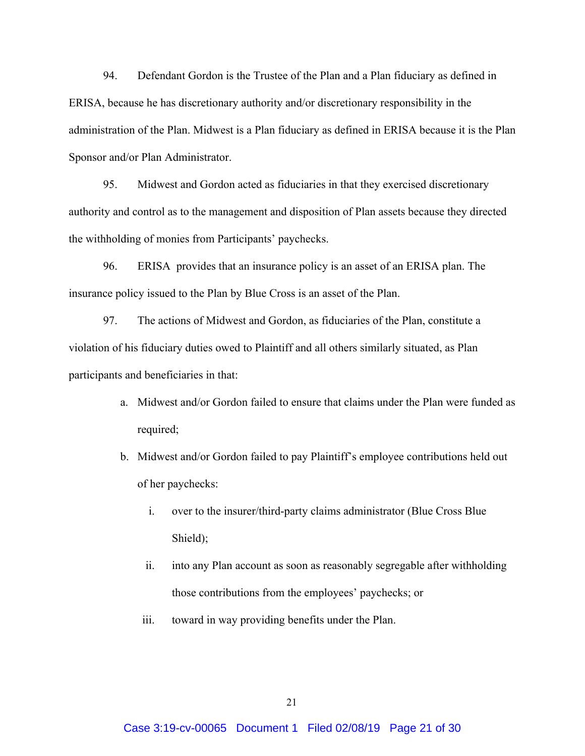94. Defendant Gordon is the Trustee of the Plan and a Plan fiduciary as defined in ERISA, because he has discretionary authority and/or discretionary responsibility in the administration of the Plan. Midwest is a Plan fiduciary as defined in ERISA because it is the Plan Sponsor and/or Plan Administrator.

95. Midwest and Gordon acted as fiduciaries in that they exercised discretionary authority and control as to the management and disposition of Plan assets because they directed the withholding of monies from Participants' paychecks.

96. ERISA provides that an insurance policy is an asset of an ERISA plan. The insurance policy issued to the Plan by Blue Cross is an asset of the Plan.

97. The actions of Midwest and Gordon, as fiduciaries of the Plan, constitute a violation of his fiduciary duties owed to Plaintiff and all others similarly situated, as Plan participants and beneficiaries in that:

a. Midwest and/or Gordon failed to ensure that claims under the Plan were funded as required;

b. Midwest and/or Gordon failed to pay Plaintiff's employee contributions held out of her paychecks:

   i. over to the insurer/third-party claims administrator (Blue Cross Blue Shield);

   ii. into any Plan account as soon as reasonably segregable after withholding those contributions from the employees' paychecks; or

   iii. toward in way providing benefits under the Plan.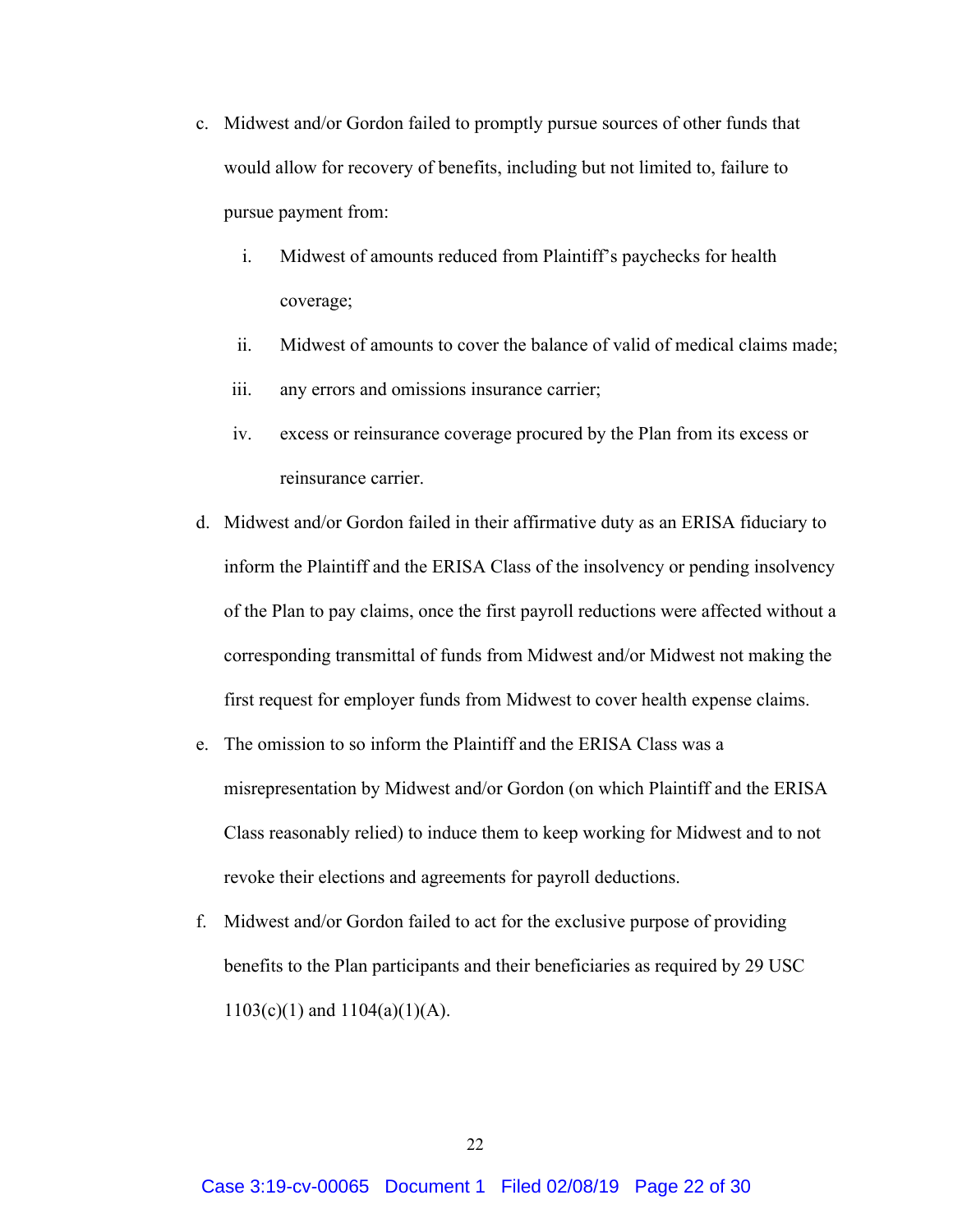c. Midwest and/or Gordon failed to promptly pursue sources of other funds that would allow for recovery of benefits, including but not limited to, failure to pursue payment from:

    i. Midwest of amounts reduced from Plaintiff's paychecks for health coverage;

    ii. Midwest of amounts to cover the balance of valid of medical claims made;

    iii. any errors and omissions insurance carrier;

    iv. excess or reinsurance coverage procured by the Plan from its excess or reinsurance carrier.

d. Midwest and/or Gordon failed in their affirmative duty as an ERISA fiduciary to inform the Plaintiff and the ERISA Class of the insolvency or pending insolvency of the Plan to pay claims, once the first payroll reductions were affected without a corresponding transmittal of funds from Midwest and/or Midwest not making the first request for employer funds from Midwest to cover health expense claims.

e. The omission to so inform the Plaintiff and the ERISA Class was a misrepresentation by Midwest and/or Gordon (on which Plaintiff and the ERISA Class reasonably relied) to induce them to keep working for Midwest and to not revoke their elections and agreements for payroll deductions.

f. Midwest and/or Gordon failed to act for the exclusive purpose of providing benefits to the Plan participants and their beneficiaries as required by 29 USC 1103(c)(1) and 1104(a)(1)(A).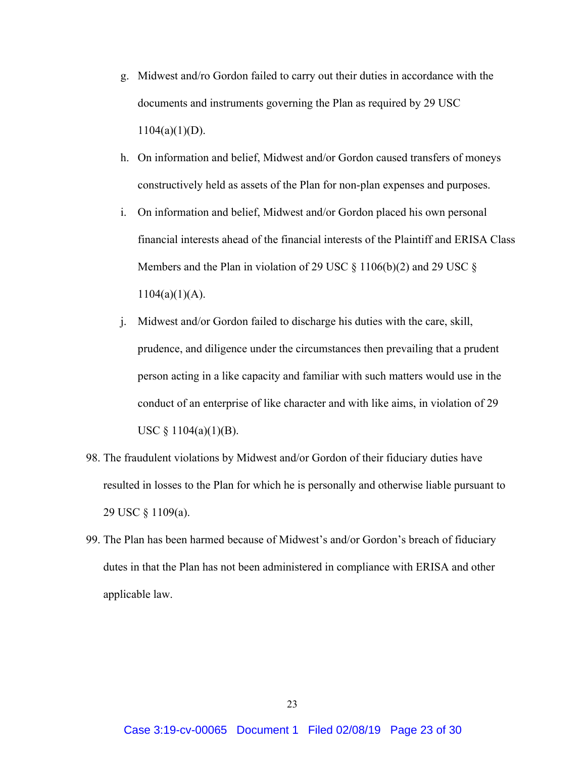g. Midwest and/ro Gordon failed to carry out their duties in accordance with the documents and instruments governing the Plan as required by 29 USC 1104(a)(1)(D).

h. On information and belief, Midwest and/or Gordon caused transfers of moneys constructively held as assets of the Plan for non-plan expenses and purposes.

i. On information and belief, Midwest and/or Gordon placed his own personal financial interests ahead of the financial interests of the Plaintiff and ERISA Class Members and the Plan in violation of 29 USC § 1106(b)(2) and 29 USC § 1104(a)(1)(A).

j. Midwest and/or Gordon failed to discharge his duties with the care, skill, prudence, and diligence under the circumstances then prevailing that a prudent person acting in a like capacity and familiar with such matters would use in the conduct of an enterprise of like character and with like aims, in violation of 29 USC § 1104(a)(1)(B).

98. The fraudulent violations by Midwest and/or Gordon of their fiduciary duties have resulted in losses to the Plan for which he is personally and otherwise liable pursuant to 29 USC § 1109(a).

99. The Plan has been harmed because of Midwest's and/or Gordon's breach of fiduciary dutes in that the Plan has not been administered in compliance with ERISA and other applicable law.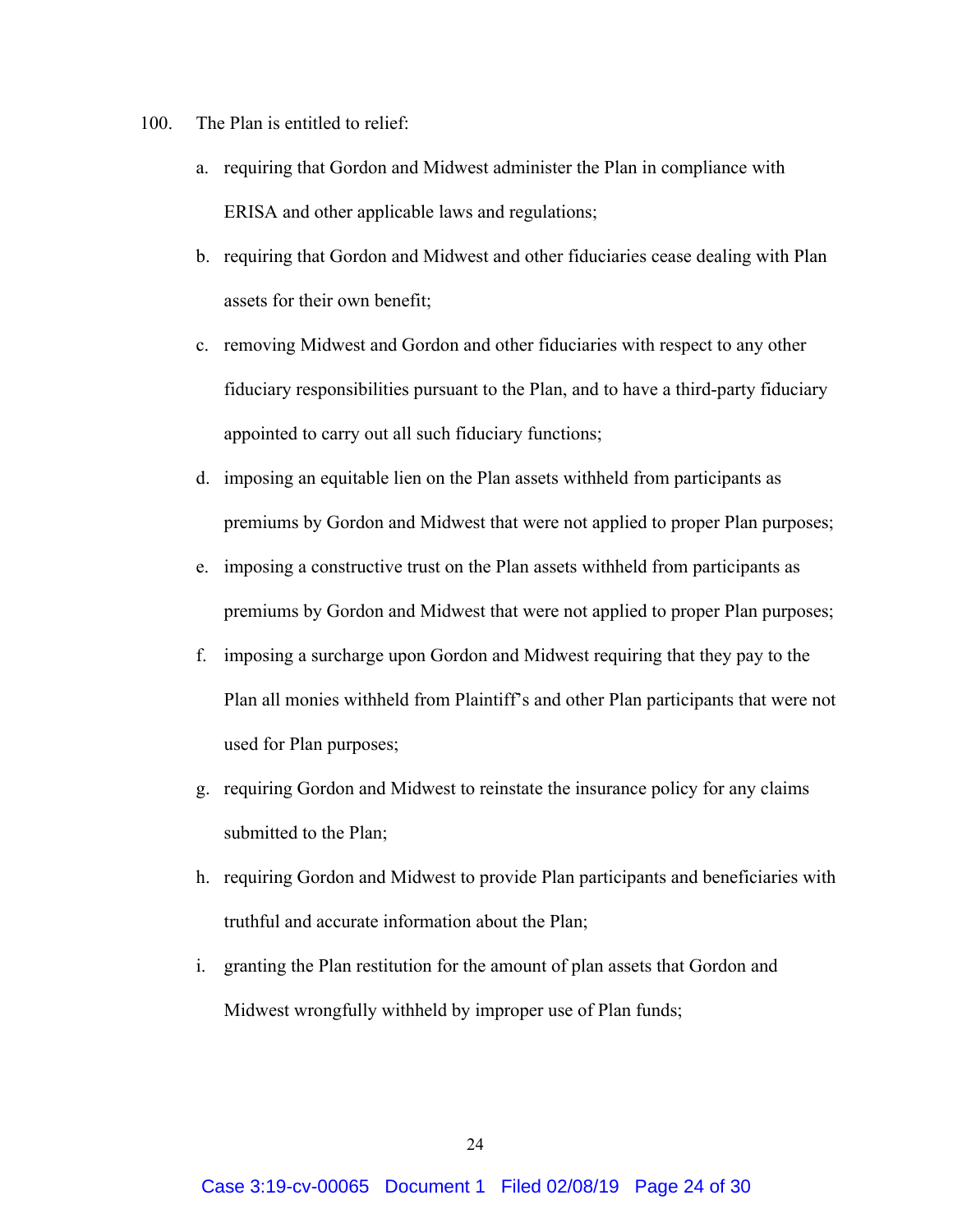100. The Plan is entitled to relief:

a. requiring that Gordon and Midwest administer the Plan in compliance with ERISA and other applicable laws and regulations;

b. requiring that Gordon and Midwest and other fiduciaries cease dealing with Plan assets for their own benefit;

c. removing Midwest and Gordon and other fiduciaries with respect to any other fiduciary responsibilities pursuant to the Plan, and to have a third-party fiduciary appointed to carry out all such fiduciary functions;

d. imposing an equitable lien on the Plan assets withheld from participants as premiums by Gordon and Midwest that were not applied to proper Plan purposes;

e. imposing a constructive trust on the Plan assets withheld from participants as premiums by Gordon and Midwest that were not applied to proper Plan purposes;

f. imposing a surcharge upon Gordon and Midwest requiring that they pay to the Plan all monies withheld from Plaintiff's and other Plan participants that were not used for Plan purposes;

g. requiring Gordon and Midwest to reinstate the insurance policy for any claims submitted to the Plan;

h. requiring Gordon and Midwest to provide Plan participants and beneficiaries with truthful and accurate information about the Plan;

i. granting the Plan restitution for the amount of plan assets that Gordon and Midwest wrongfully withheld by improper use of Plan funds;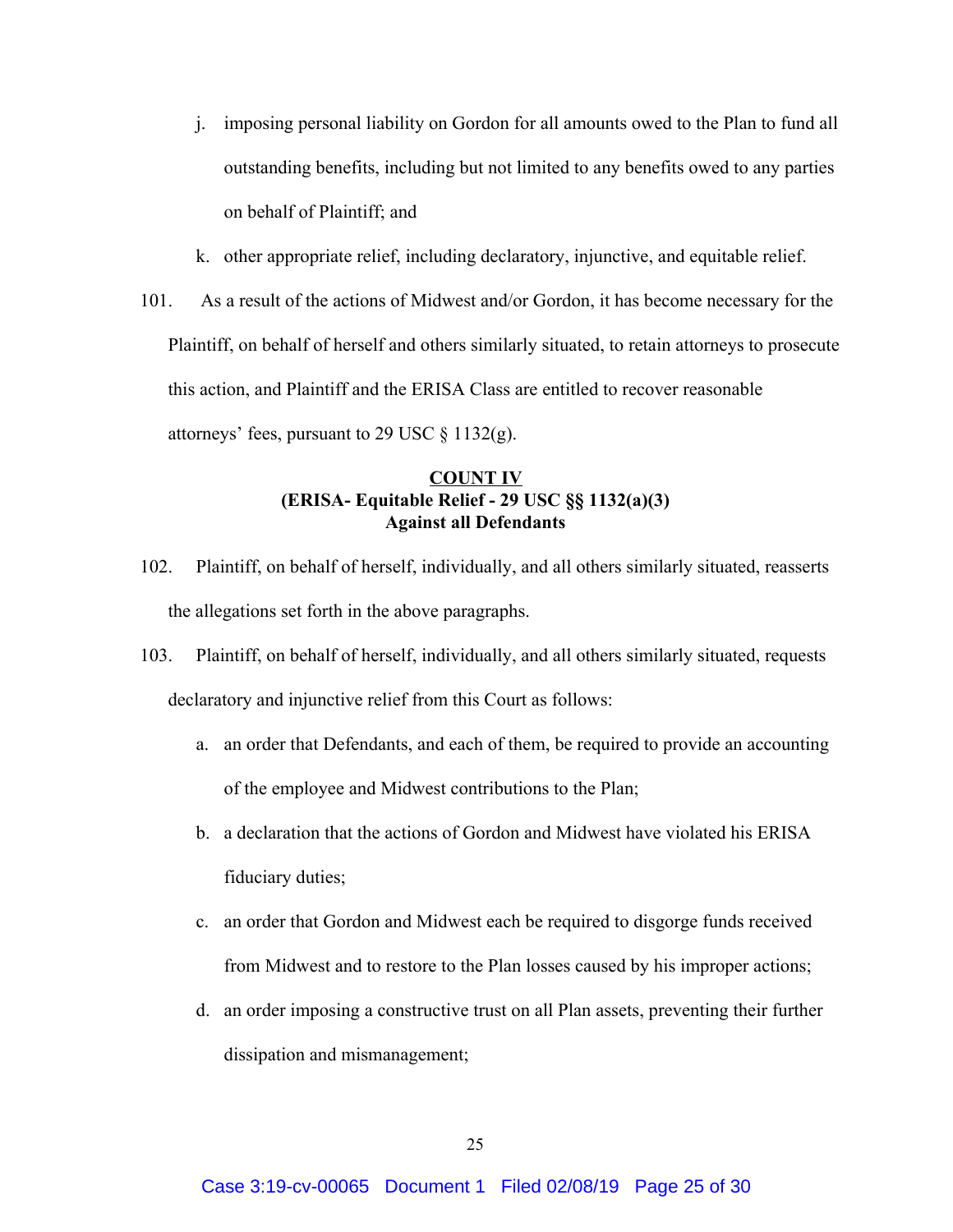j. imposing personal liability on Gordon for all amounts owed to the Plan to fund all outstanding benefits, including but not limited to any benefits owed to any parties on behalf of Plaintiff; and

k. other appropriate relief, including declaratory, injunctive, and equitable relief.

101. As a result of the actions of Midwest and/or Gordon, it has become necessary for the Plaintiff, on behalf of herself and others similarly situated, to retain attorneys to prosecute this action, and Plaintiff and the ERISA Class are entitled to recover reasonable attorneys' fees, pursuant to 29 USC § 1132(g).

**COUNT IV**
**(ERISA- Equitable Relief - 29 USC §§ 1132(a)(3)**
**Against all Defendants**

102. Plaintiff, on behalf of herself, individually, and all others similarly situated, reasserts the allegations set forth in the above paragraphs.

103. Plaintiff, on behalf of herself, individually, and all others similarly situated, requests declaratory and injunctive relief from this Court as follows:

a. an order that Defendants, and each of them, be required to provide an accounting of the employee and Midwest contributions to the Plan;

b. a declaration that the actions of Gordon and Midwest have violated his ERISA fiduciary duties;

c. an order that Gordon and Midwest each be required to disgorge funds received from Midwest and to restore to the Plan losses caused by his improper actions;

d. an order imposing a constructive trust on all Plan assets, preventing their further dissipation and mismanagement;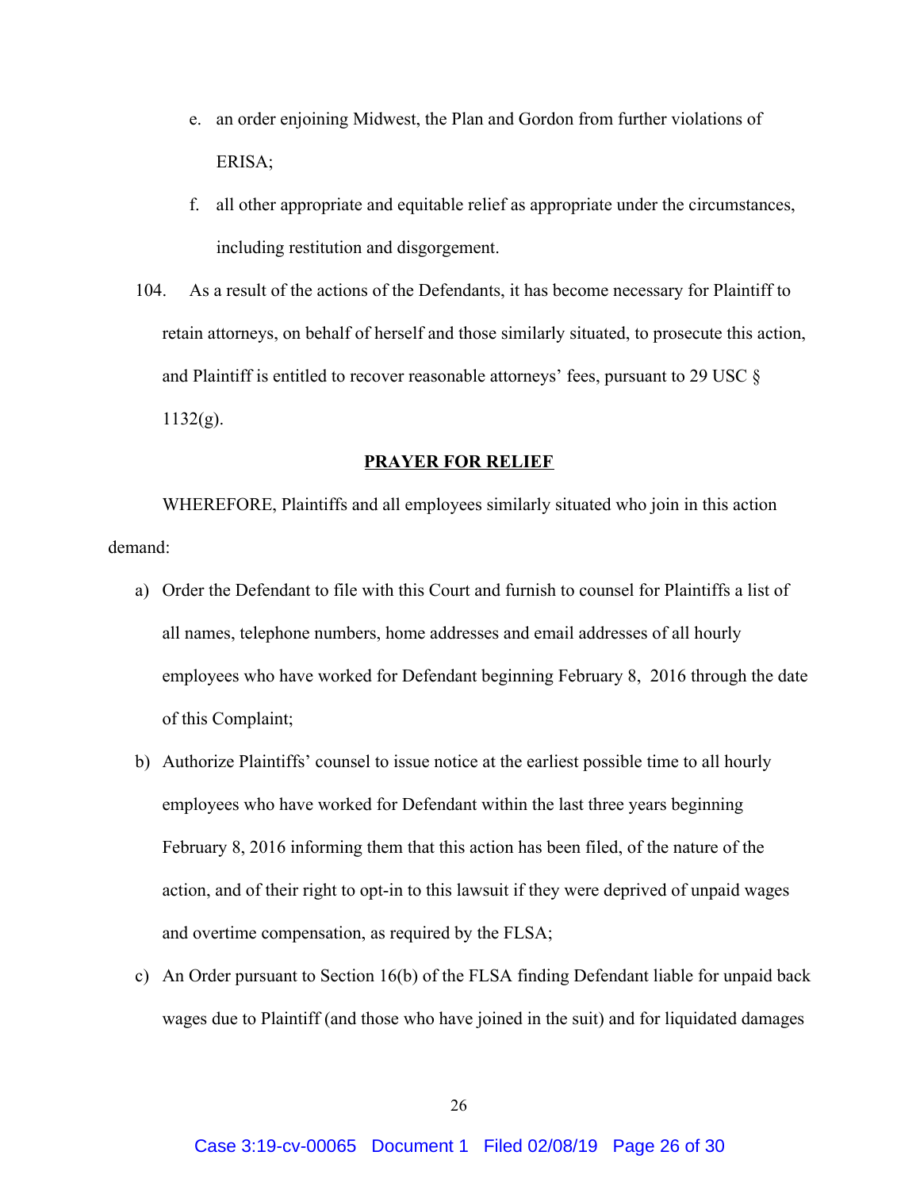e. an order enjoining Midwest, the Plan and Gordon from further violations of ERISA;

f. all other appropriate and equitable relief as appropriate under the circumstances, including restitution and disgorgement.

104. As a result of the actions of the Defendants, it has become necessary for Plaintiff to retain attorneys, on behalf of herself and those similarly situated, to prosecute this action, and Plaintiff is entitled to recover reasonable attorneys' fees, pursuant to 29 USC § 1132(g).

**PRAYER FOR RELIEF**

WHEREFORE, Plaintiffs and all employees similarly situated who join in this action demand:

a) Order the Defendant to file with this Court and furnish to counsel for Plaintiffs a list of all names, telephone numbers, home addresses and email addresses of all hourly employees who have worked for Defendant beginning February 8, 2016 through the date of this Complaint;

b) Authorize Plaintiffs' counsel to issue notice at the earliest possible time to all hourly employees who have worked for Defendant within the last three years beginning February 8, 2016 informing them that this action has been filed, of the nature of the action, and of their right to opt-in to this lawsuit if they were deprived of unpaid wages and overtime compensation, as required by the FLSA;

c) An Order pursuant to Section 16(b) of the FLSA finding Defendant liable for unpaid back wages due to Plaintiff (and those who have joined in the suit) and for liquidated damages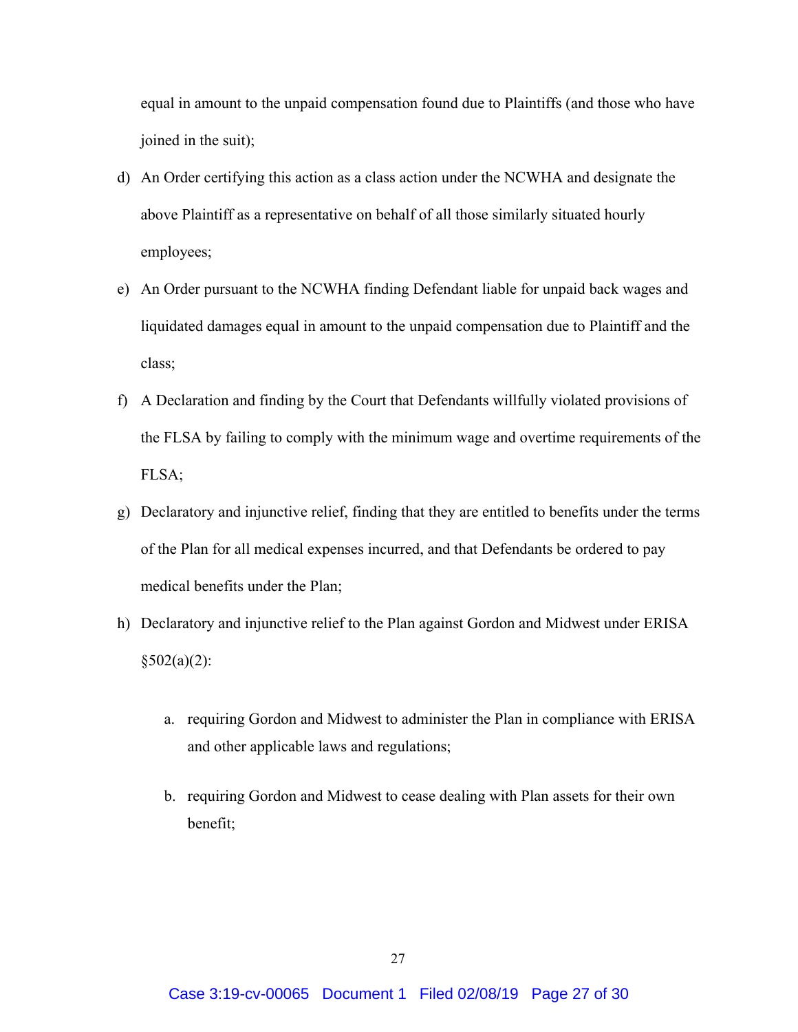equal in amount to the unpaid compensation found due to Plaintiffs (and those who have joined in the suit);

d) An Order certifying this action as a class action under the NCWHA and designate the above Plaintiff as a representative on behalf of all those similarly situated hourly employees;

e) An Order pursuant to the NCWHA finding Defendant liable for unpaid back wages and liquidated damages equal in amount to the unpaid compensation due to Plaintiff and the class;

f) A Declaration and finding by the Court that Defendants willfully violated provisions of the FLSA by failing to comply with the minimum wage and overtime requirements of the FLSA;

g) Declaratory and injunctive relief, finding that they are entitled to benefits under the terms of the Plan for all medical expenses incurred, and that Defendants be ordered to pay medical benefits under the Plan;

h) Declaratory and injunctive relief to the Plan against Gordon and Midwest under ERISA §502(a)(2):

   a. requiring Gordon and Midwest to administer the Plan in compliance with ERISA and other applicable laws and regulations;

   b. requiring Gordon and Midwest to cease dealing with Plan assets for their own benefit;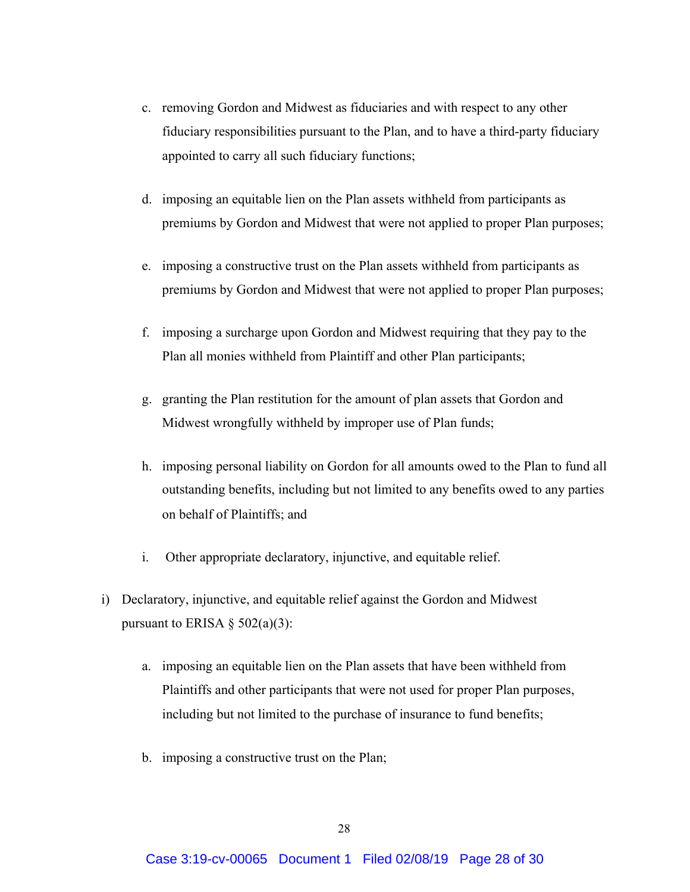c. removing Gordon and Midwest as fiduciaries and with respect to any other fiduciary responsibilities pursuant to the Plan, and to have a third-party fiduciary appointed to carry all such fiduciary functions;

d. imposing an equitable lien on the Plan assets withheld from participants as premiums by Gordon and Midwest that were not applied to proper Plan purposes;

e. imposing a constructive trust on the Plan assets withheld from participants as premiums by Gordon and Midwest that were not applied to proper Plan purposes;

f. imposing a surcharge upon Gordon and Midwest requiring that they pay to the Plan all monies withheld from Plaintiff and other Plan participants;

g. granting the Plan restitution for the amount of plan assets that Gordon and Midwest wrongfully withheld by improper use of Plan funds;

h. imposing personal liability on Gordon for all amounts owed to the Plan to fund all outstanding benefits, including but not limited to any benefits owed to any parties on behalf of Plaintiffs; and

i. Other appropriate declaratory, injunctive, and equitable relief.

i) Declaratory, injunctive, and equitable relief against the Gordon and Midwest pursuant to ERISA § 502(a)(3):

   a. imposing an equitable lien on the Plan assets that have been withheld from Plaintiffs and other participants that were not used for proper Plan purposes, including but not limited to the purchase of insurance to fund benefits;

   b. imposing a constructive trust on the Plan;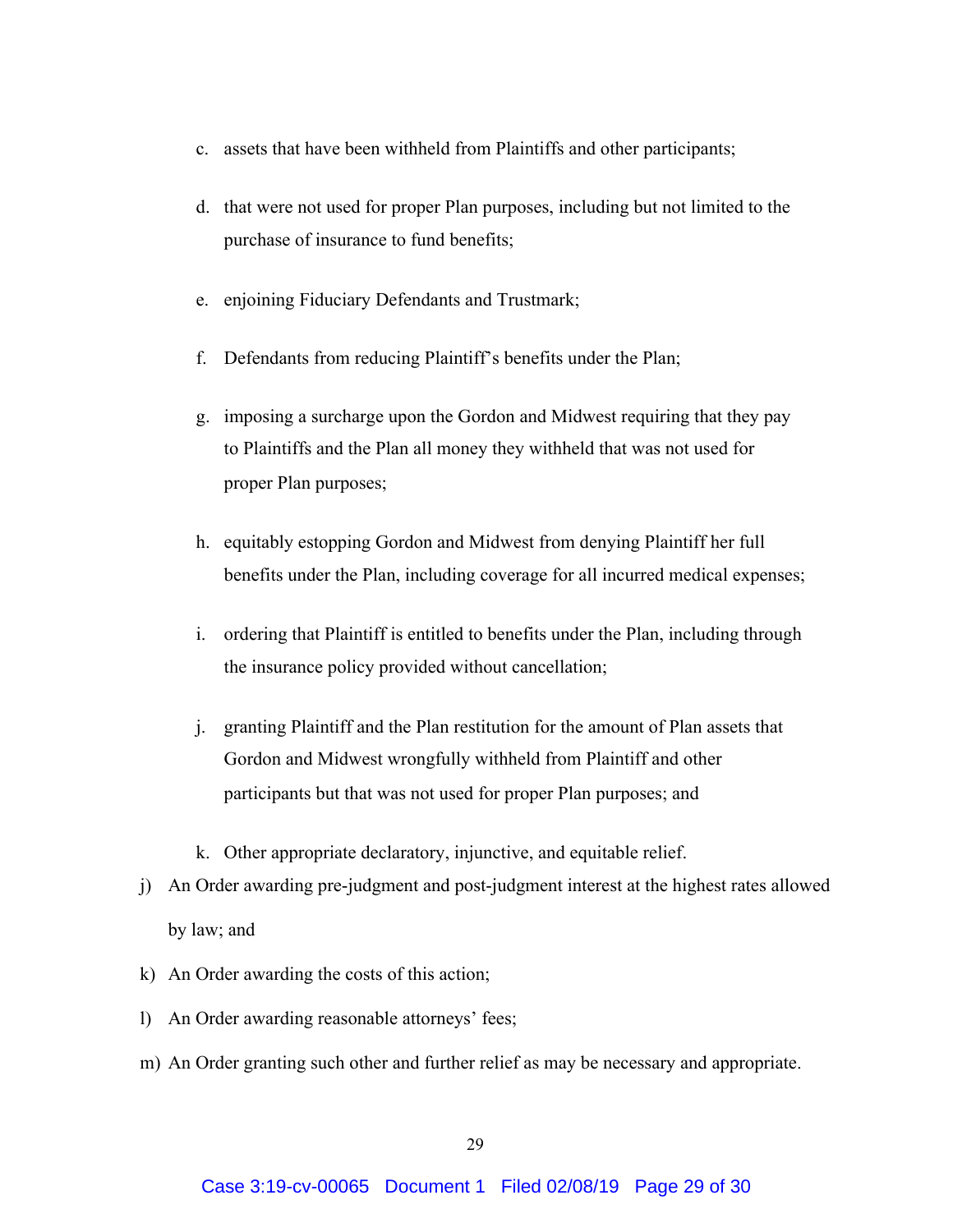c. assets that have been withheld from Plaintiffs and other participants;

d. that were not used for proper Plan purposes, including but not limited to the purchase of insurance to fund benefits;

e. enjoining Fiduciary Defendants and Trustmark;

f. Defendants from reducing Plaintiff's benefits under the Plan;

g. imposing a surcharge upon the Gordon and Midwest requiring that they pay to Plaintiffs and the Plan all money they withheld that was not used for proper Plan purposes;

h. equitably estopping Gordon and Midwest from denying Plaintiff her full benefits under the Plan, including coverage for all incurred medical expenses;

i. ordering that Plaintiff is entitled to benefits under the Plan, including through the insurance policy provided without cancellation;

j. granting Plaintiff and the Plan restitution for the amount of Plan assets that Gordon and Midwest wrongfully withheld from Plaintiff and other participants but that was not used for proper Plan purposes; and

k. Other appropriate declaratory, injunctive, and equitable relief.

j) An Order awarding pre-judgment and post-judgment interest at the highest rates allowed by law; and

k) An Order awarding the costs of this action;

l) An Order awarding reasonable attorneys' fees;

m) An Order granting such other and further relief as may be necessary and appropriate.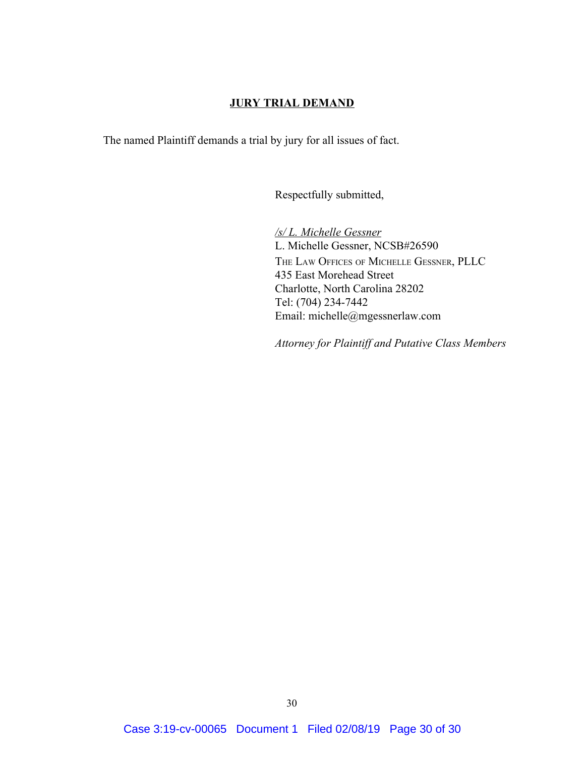## JURY TRIAL DEMAND

The named Plaintiff demands a trial by jury for all issues of fact.

Respectfully submitted,

*/s/ L. Michelle Gessner*
L. Michelle Gessner, NCSB#26590
THE LAW OFFICES OF MICHELLE GESSNER, PLLC
435 East Morehead Street
Charlotte, North Carolina 28202
Tel: (704) 234-7442
Email: michelle@mgessnerlaw.com

*Attorney for Plaintiff and Putative Class Members*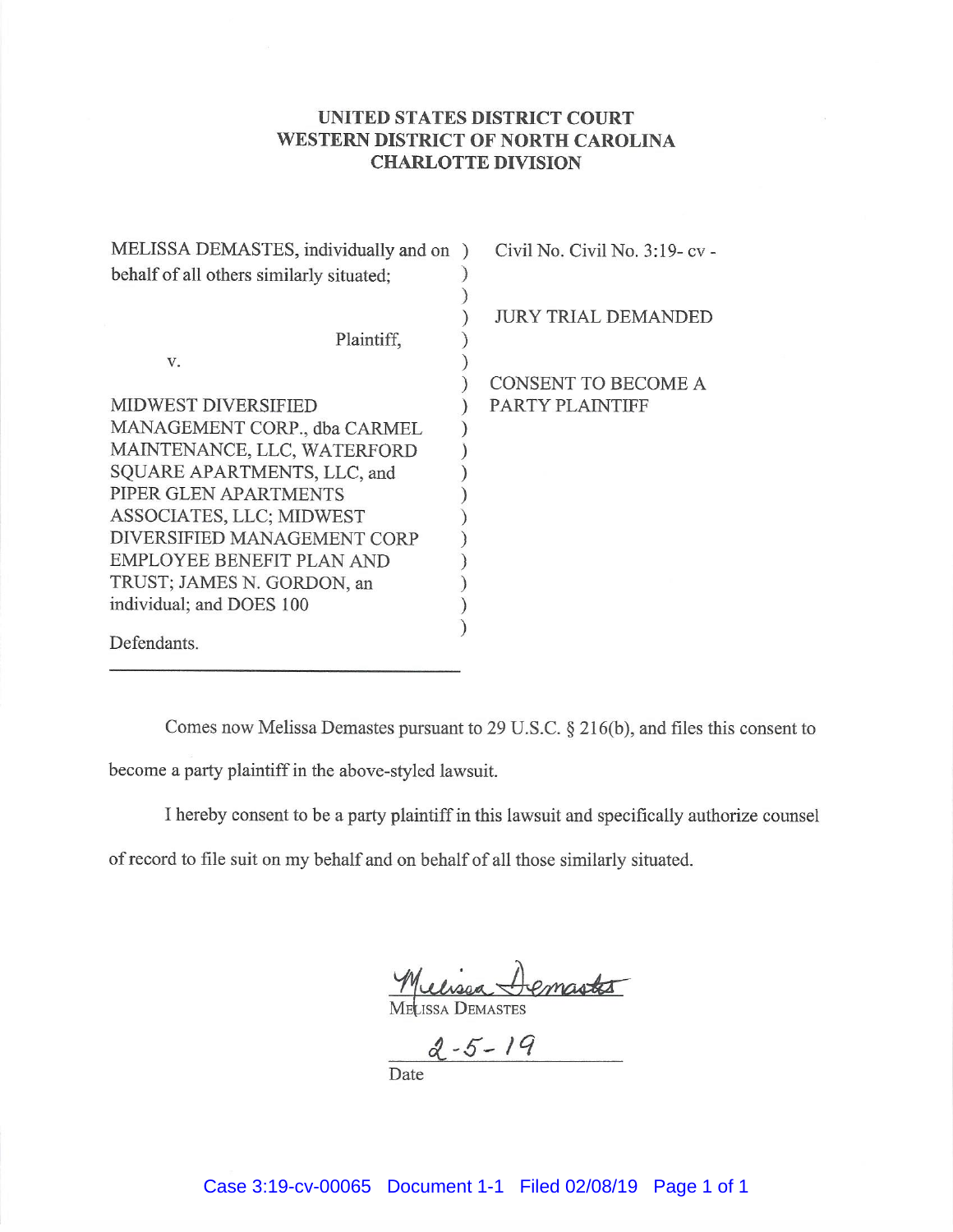**UNITED STATES DISTRICT COURT**
**WESTERN DISTRICT OF NORTH CAROLINA**
**CHARLOTTE DIVISION**

| | |
|---|---|
| MELISSA DEMASTES, individually and on behalf of all others similarly situated;<br><br>Plaintiff,<br><br>v.<br><br>MIDWEST DIVERSIFIED MANAGEMENT CORP., dba CARMEL MAINTENANCE, LLC, WATERFORD SQUARE APARTMENTS, LLC, and PIPER GLEN APARTMENTS ASSOCIATES, LLC; MIDWEST DIVERSIFIED MANAGEMENT CORP EMPLOYEE BENEFIT PLAN AND TRUST; JAMES N. GORDON, an individual; and DOES 100<br><br>Defendants. | Civil No. Civil No. 3:19- cv -<br><br>JURY TRIAL DEMANDED<br><br>CONSENT TO BECOME A PARTY PLAINTIFF |

Comes now Melissa Demastes pursuant to 29 U.S.C. § 216(b), and files this consent to become a party plaintiff in the above-styled lawsuit.

I hereby consent to be a party plaintiff in this lawsuit and specifically authorize counsel of record to file suit on my behalf and on behalf of all those similarly situated.

Melissa Demastes
MELISSA DEMASTES

2-5-19
Date